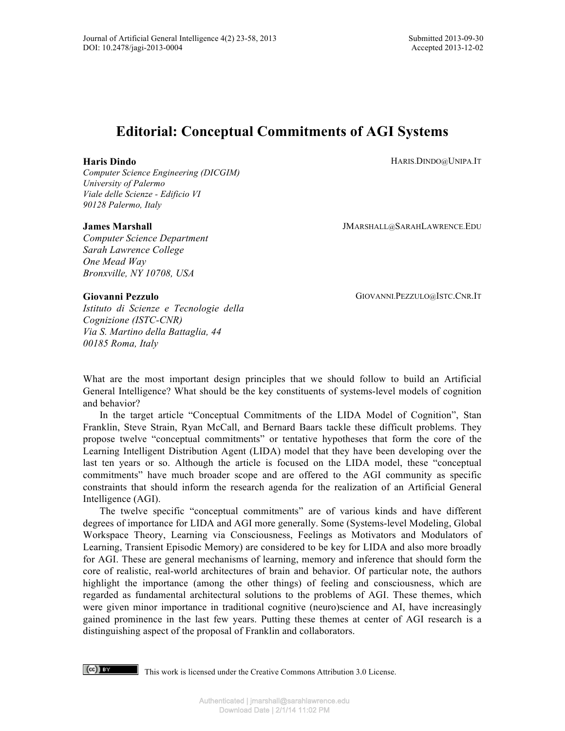# Editorial: Conceptual Commitments of AGI Systems

**Haris Dindo** HARIS.DINDO@UNIPA.IT
*Computer Science Engineering (DICGIM)*
*University of Palermo*
*Viale delle Scienze - Edificio VI*
*90128 Palermo, Italy*

**James Marshall** JMARSHALL@SARAHLAWRENCE.EDU
*Computer Science Department*
*Sarah Lawrence College*
*One Mead Way*
*Bronxville, NY 10708, USA*

**Giovanni Pezzulo** GIOVANNI.PEZZULO@ISTC.CNR.IT
*Istituto di Scienze e Tecnologie della Cognizione (ISTC-CNR)*
*Via S. Martino della Battaglia, 44*
*00185 Roma, Italy*

What are the most important design principles that we should follow to build an Artificial General Intelligence? What should be the key constituents of systems-level models of cognition and behavior?

In the target article "Conceptual Commitments of the LIDA Model of Cognition", Stan Franklin, Steve Strain, Ryan McCall, and Bernard Baars tackle these difficult problems. They propose twelve "conceptual commitments" or tentative hypotheses that form the core of the Learning Intelligent Distribution Agent (LIDA) model that they have been developing over the last ten years or so. Although the article is focused on the LIDA model, these "conceptual commitments" have much broader scope and are offered to the AGI community as specific constraints that should inform the research agenda for the realization of an Artificial General Intelligence (AGI).

The twelve specific "conceptual commitments" are of various kinds and have different degrees of importance for LIDA and AGI more generally. Some (Systems-level Modeling, Global Workspace Theory, Learning via Consciousness, Feelings as Motivators and Modulators of Learning, Transient Episodic Memory) are considered to be key for LIDA and also more broadly for AGI. These are general mechanisms of learning, memory and inference that should form the core of realistic, real-world architectures of brain and behavior. Of particular note, the authors highlight the importance (among the other things) of feeling and consciousness, which are regarded as fundamental architectural solutions to the problems of AGI. These themes, which were given minor importance in traditional cognitive (neuro)science and AI, have increasingly gained prominence in the last few years. Putting these themes at center of AGI research is a distinguishing aspect of the proposal of Franklin and collaborators.

This work is licensed under the Creative Commons Attribution 3.0 License.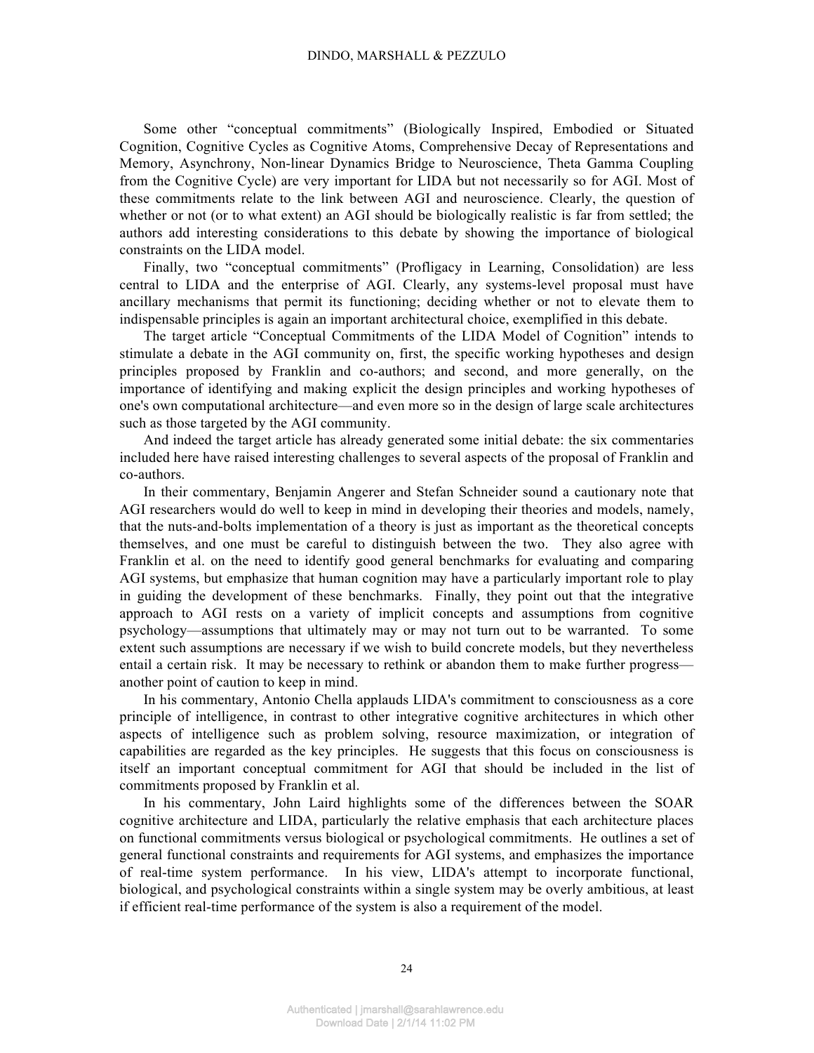Some other "conceptual commitments" (Biologically Inspired, Embodied or Situated Cognition, Cognitive Cycles as Cognitive Atoms, Comprehensive Decay of Representations and Memory, Asynchrony, Non-linear Dynamics Bridge to Neuroscience, Theta Gamma Coupling from the Cognitive Cycle) are very important for LIDA but not necessarily so for AGI. Most of these commitments relate to the link between AGI and neuroscience. Clearly, the question of whether or not (or to what extent) an AGI should be biologically realistic is far from settled; the authors add interesting considerations to this debate by showing the importance of biological constraints on the LIDA model.

Finally, two "conceptual commitments" (Profligacy in Learning, Consolidation) are less central to LIDA and the enterprise of AGI. Clearly, any systems-level proposal must have ancillary mechanisms that permit its functioning; deciding whether or not to elevate them to indispensable principles is again an important architectural choice, exemplified in this debate.

The target article "Conceptual Commitments of the LIDA Model of Cognition" intends to stimulate a debate in the AGI community on, first, the specific working hypotheses and design principles proposed by Franklin and co-authors; and second, and more generally, on the importance of identifying and making explicit the design principles and working hypotheses of one's own computational architecture—and even more so in the design of large scale architectures such as those targeted by the AGI community.

And indeed the target article has already generated some initial debate: the six commentaries included here have raised interesting challenges to several aspects of the proposal of Franklin and co-authors.

In their commentary, Benjamin Angerer and Stefan Schneider sound a cautionary note that AGI researchers would do well to keep in mind in developing their theories and models, namely, that the nuts-and-bolts implementation of a theory is just as important as the theoretical concepts themselves, and one must be careful to distinguish between the two. They also agree with Franklin et al. on the need to identify good general benchmarks for evaluating and comparing AGI systems, but emphasize that human cognition may have a particularly important role to play in guiding the development of these benchmarks. Finally, they point out that the integrative approach to AGI rests on a variety of implicit concepts and assumptions from cognitive psychology—assumptions that ultimately may or may not turn out to be warranted. To some extent such assumptions are necessary if we wish to build concrete models, but they nevertheless entail a certain risk. It may be necessary to rethink or abandon them to make further progress—another point of caution to keep in mind.

In his commentary, Antonio Chella applauds LIDA's commitment to consciousness as a core principle of intelligence, in contrast to other integrative cognitive architectures in which other aspects of intelligence such as problem solving, resource maximization, or integration of capabilities are regarded as the key principles. He suggests that this focus on consciousness is itself an important conceptual commitment for AGI that should be included in the list of commitments proposed by Franklin et al.

In his commentary, John Laird highlights some of the differences between the SOAR cognitive architecture and LIDA, particularly the relative emphasis that each architecture places on functional commitments versus biological or psychological commitments. He outlines a set of general functional constraints and requirements for AGI systems, and emphasizes the importance of real-time system performance. In his view, LIDA's attempt to incorporate functional, biological, and psychological constraints within a single system may be overly ambitious, at least if efficient real-time performance of the system is also a requirement of the model.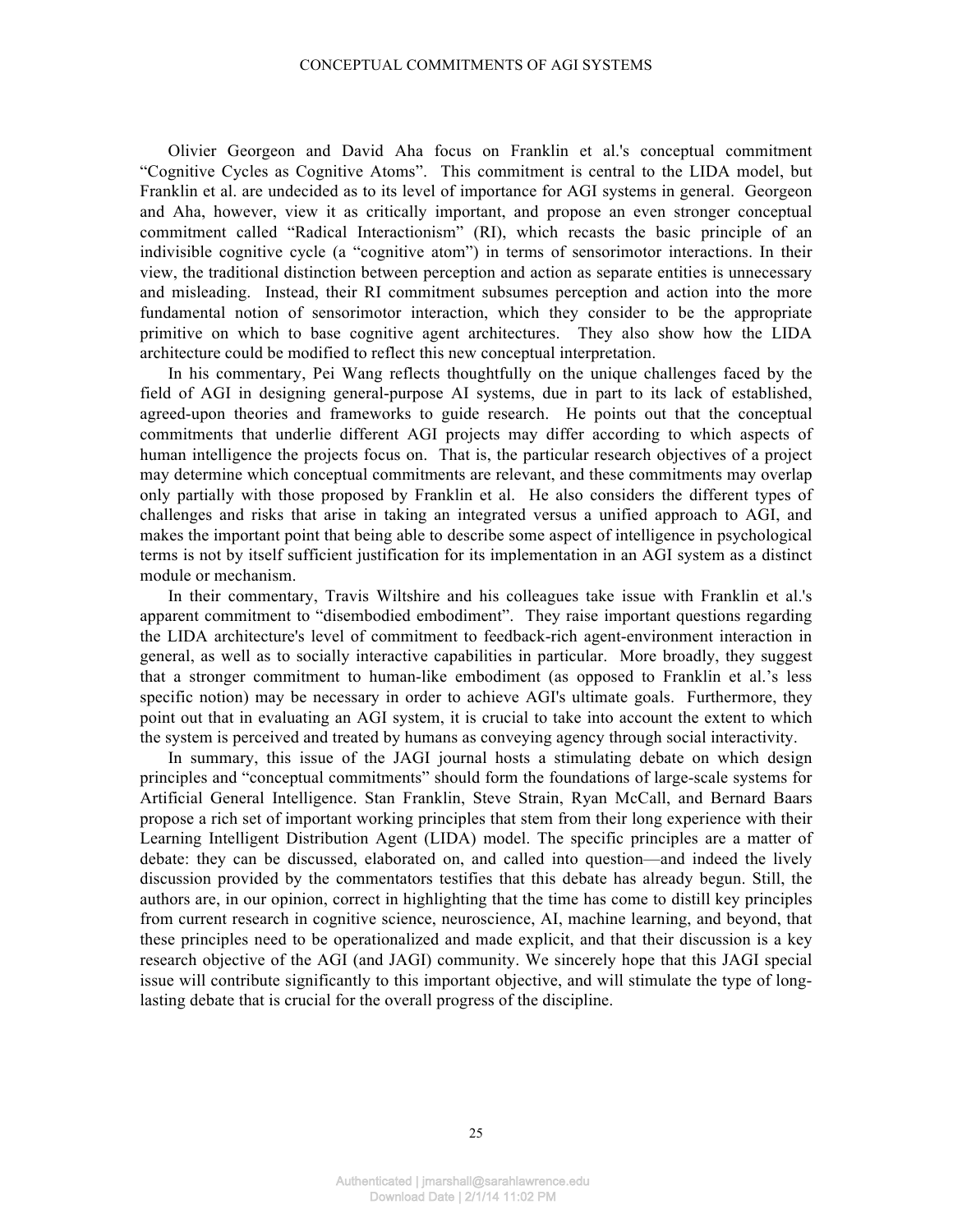Olivier Georgeon and David Aha focus on Franklin et al.'s conceptual commitment "Cognitive Cycles as Cognitive Atoms". This commitment is central to the LIDA model, but Franklin et al. are undecided as to its level of importance for AGI systems in general. Georgeon and Aha, however, view it as critically important, and propose an even stronger conceptual commitment called "Radical Interactionism" (RI), which recasts the basic principle of an indivisible cognitive cycle (a "cognitive atom") in terms of sensorimotor interactions. In their view, the traditional distinction between perception and action as separate entities is unnecessary and misleading. Instead, their RI commitment subsumes perception and action into the more fundamental notion of sensorimotor interaction, which they consider to be the appropriate primitive on which to base cognitive agent architectures. They also show how the LIDA architecture could be modified to reflect this new conceptual interpretation.

In his commentary, Pei Wang reflects thoughtfully on the unique challenges faced by the field of AGI in designing general-purpose AI systems, due in part to its lack of established, agreed-upon theories and frameworks to guide research. He points out that the conceptual commitments that underlie different AGI projects may differ according to which aspects of human intelligence the projects focus on. That is, the particular research objectives of a project may determine which conceptual commitments are relevant, and these commitments may overlap only partially with those proposed by Franklin et al. He also considers the different types of challenges and risks that arise in taking an integrated versus a unified approach to AGI, and makes the important point that being able to describe some aspect of intelligence in psychological terms is not by itself sufficient justification for its implementation in an AGI system as a distinct module or mechanism.

In their commentary, Travis Wiltshire and his colleagues take issue with Franklin et al.'s apparent commitment to "disembodied embodiment". They raise important questions regarding the LIDA architecture's level of commitment to feedback-rich agent-environment interaction in general, as well as to socially interactive capabilities in particular. More broadly, they suggest that a stronger commitment to human-like embodiment (as opposed to Franklin et al.'s less specific notion) may be necessary in order to achieve AGI's ultimate goals. Furthermore, they point out that in evaluating an AGI system, it is crucial to take into account the extent to which the system is perceived and treated by humans as conveying agency through social interactivity.

In summary, this issue of the JAGI journal hosts a stimulating debate on which design principles and "conceptual commitments" should form the foundations of large-scale systems for Artificial General Intelligence. Stan Franklin, Steve Strain, Ryan McCall, and Bernard Baars propose a rich set of important working principles that stem from their long experience with their Learning Intelligent Distribution Agent (LIDA) model. The specific principles are a matter of debate: they can be discussed, elaborated on, and called into question—and indeed the lively discussion provided by the commentators testifies that this debate has already begun. Still, the authors are, in our opinion, correct in highlighting that the time has come to distill key principles from current research in cognitive science, neuroscience, AI, machine learning, and beyond, that these principles need to be operationalized and made explicit, and that their discussion is a key research objective of the AGI (and JAGI) community. We sincerely hope that this JAGI special issue will contribute significantly to this important objective, and will stimulate the type of long-lasting debate that is crucial for the overall progress of the discipline.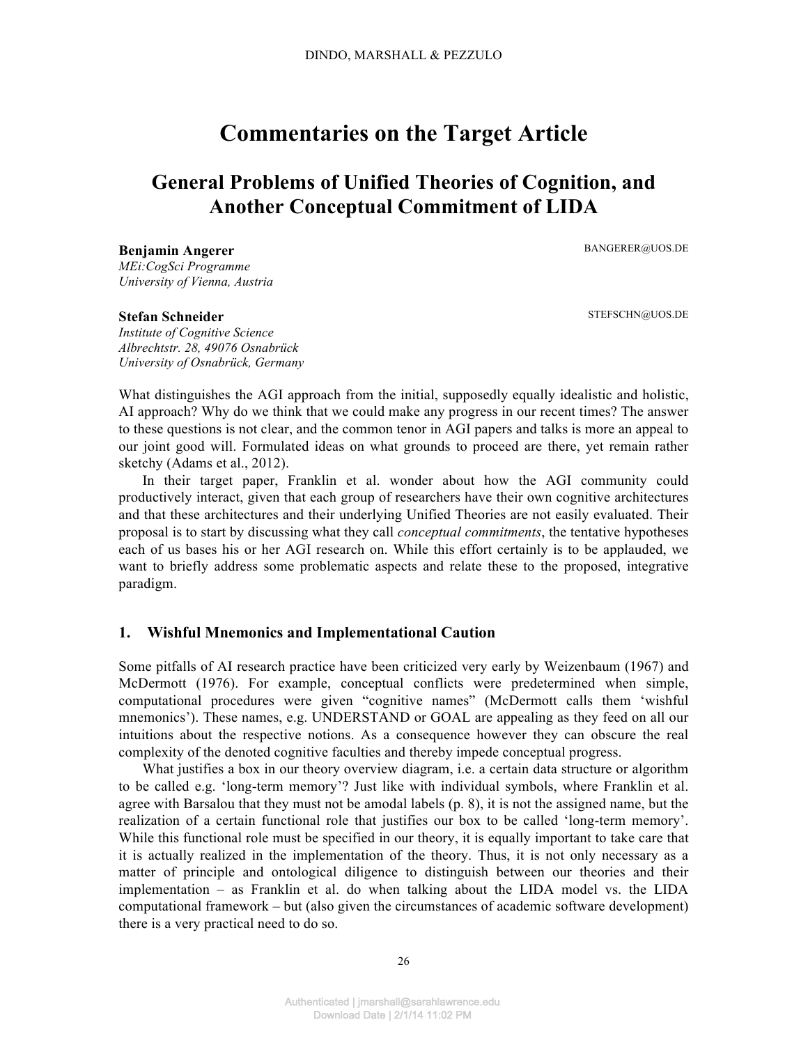# Commentaries on the Target Article

## General Problems of Unified Theories of Cognition, and Another Conceptual Commitment of LIDA

**Benjamin Angerer** BANGERER@UOS.DE
*MEi:CogSci Programme*
*University of Vienna, Austria*

**Stefan Schneider** STEFSCHN@UOS.DE
*Institute of Cognitive Science*
*Albrechtstr. 28, 49076 Osnabrück*
*University of Osnabrück, Germany*

What distinguishes the AGI approach from the initial, supposedly equally idealistic and holistic, AI approach? Why do we think that we could make any progress in our recent times? The answer to these questions is not clear, and the common tenor in AGI papers and talks is more an appeal to our joint good will. Formulated ideas on what grounds to proceed are there, yet remain rather sketchy (Adams et al., 2012).

In their target paper, Franklin et al. wonder about how the AGI community could productively interact, given that each group of researchers have their own cognitive architectures and that these architectures and their underlying Unified Theories are not easily evaluated. Their proposal is to start by discussing what they call *conceptual commitments*, the tentative hypotheses each of us bases his or her AGI research on. While this effort certainly is to be applauded, we want to briefly address some problematic aspects and relate these to the proposed, integrative paradigm.

### 1. Wishful Mnemonics and Implementational Caution

Some pitfalls of AI research practice have been criticized very early by Weizenbaum (1967) and McDermott (1976). For example, conceptual conflicts were predetermined when simple, computational procedures were given "cognitive names" (McDermott calls them 'wishful mnemonics'). These names, e.g. UNDERSTAND or GOAL are appealing as they feed on all our intuitions about the respective notions. As a consequence however they can obscure the real complexity of the denoted cognitive faculties and thereby impede conceptual progress.

What justifies a box in our theory overview diagram, i.e. a certain data structure or algorithm to be called e.g. 'long-term memory'? Just like with individual symbols, where Franklin et al. agree with Barsalou that they must not be amodal labels (p. 8), it is not the assigned name, but the realization of a certain functional role that justifies our box to be called 'long-term memory'. While this functional role must be specified in our theory, it is equally important to take care that it is actually realized in the implementation of the theory. Thus, it is not only necessary as a matter of principle and ontological diligence to distinguish between our theories and their implementation – as Franklin et al. do when talking about the LIDA model vs. the LIDA computational framework – but (also given the circumstances of academic software development) there is a very practical need to do so.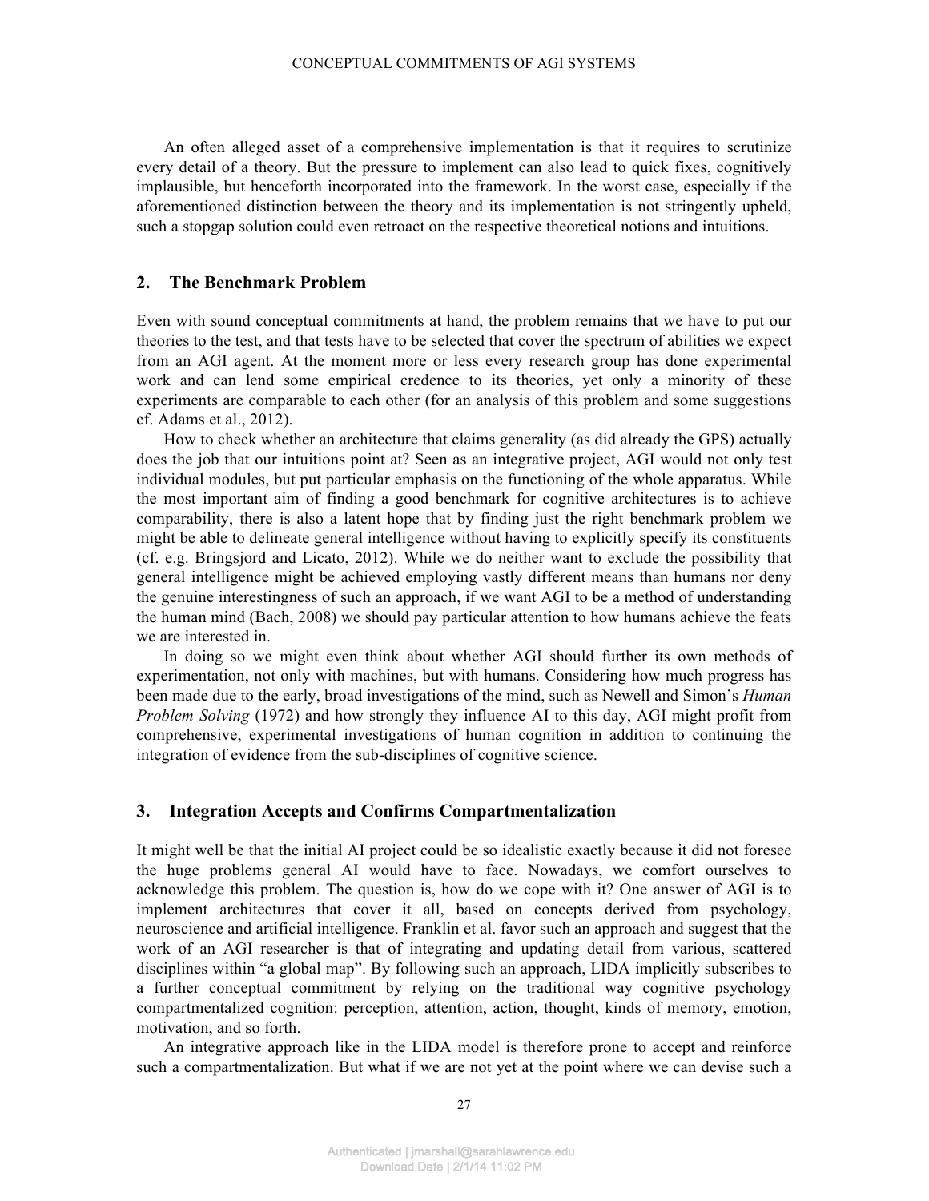An often alleged asset of a comprehensive implementation is that it requires to scrutinize every detail of a theory. But the pressure to implement can also lead to quick fixes, cognitively implausible, but henceforth incorporated into the framework. In the worst case, especially if the aforementioned distinction between the theory and its implementation is not stringently upheld, such a stopgap solution could even retroact on the respective theoretical notions and intuitions.

## 2. The Benchmark Problem

Even with sound conceptual commitments at hand, the problem remains that we have to put our theories to the test, and that tests have to be selected that cover the spectrum of abilities we expect from an AGI agent. At the moment more or less every research group has done experimental work and can lend some empirical credence to its theories, yet only a minority of these experiments are comparable to each other (for an analysis of this problem and some suggestions cf. Adams et al., 2012).

How to check whether an architecture that claims generality (as did already the GPS) actually does the job that our intuitions point at? Seen as an integrative project, AGI would not only test individual modules, but put particular emphasis on the functioning of the whole apparatus. While the most important aim of finding a good benchmark for cognitive architectures is to achieve comparability, there is also a latent hope that by finding just the right benchmark problem we might be able to delineate general intelligence without having to explicitly specify its constituents (cf. e.g. Bringsjord and Licato, 2012). While we do neither want to exclude the possibility that general intelligence might be achieved employing vastly different means than humans nor deny the genuine interestingness of such an approach, if we want AGI to be a method of understanding the human mind (Bach, 2008) we should pay particular attention to how humans achieve the feats we are interested in.

In doing so we might even think about whether AGI should further its own methods of experimentation, not only with machines, but with humans. Considering how much progress has been made due to the early, broad investigations of the mind, such as Newell and Simon's *Human Problem Solving* (1972) and how strongly they influence AI to this day, AGI might profit from comprehensive, experimental investigations of human cognition in addition to continuing the integration of evidence from the sub-disciplines of cognitive science.

## 3. Integration Accepts and Confirms Compartmentalization

It might well be that the initial AI project could be so idealistic exactly because it did not foresee the huge problems general AI would have to face. Nowadays, we comfort ourselves to acknowledge this problem. The question is, how do we cope with it? One answer of AGI is to implement architectures that cover it all, based on concepts derived from psychology, neuroscience and artificial intelligence. Franklin et al. favor such an approach and suggest that the work of an AGI researcher is that of integrating and updating detail from various, scattered disciplines within "a global map". By following such an approach, LIDA implicitly subscribes to a further conceptual commitment by relying on the traditional way cognitive psychology compartmentalized cognition: perception, attention, action, thought, kinds of memory, emotion, motivation, and so forth.

An integrative approach like in the LIDA model is therefore prone to accept and reinforce such a compartmentalization. But what if we are not yet at the point where we can devise such a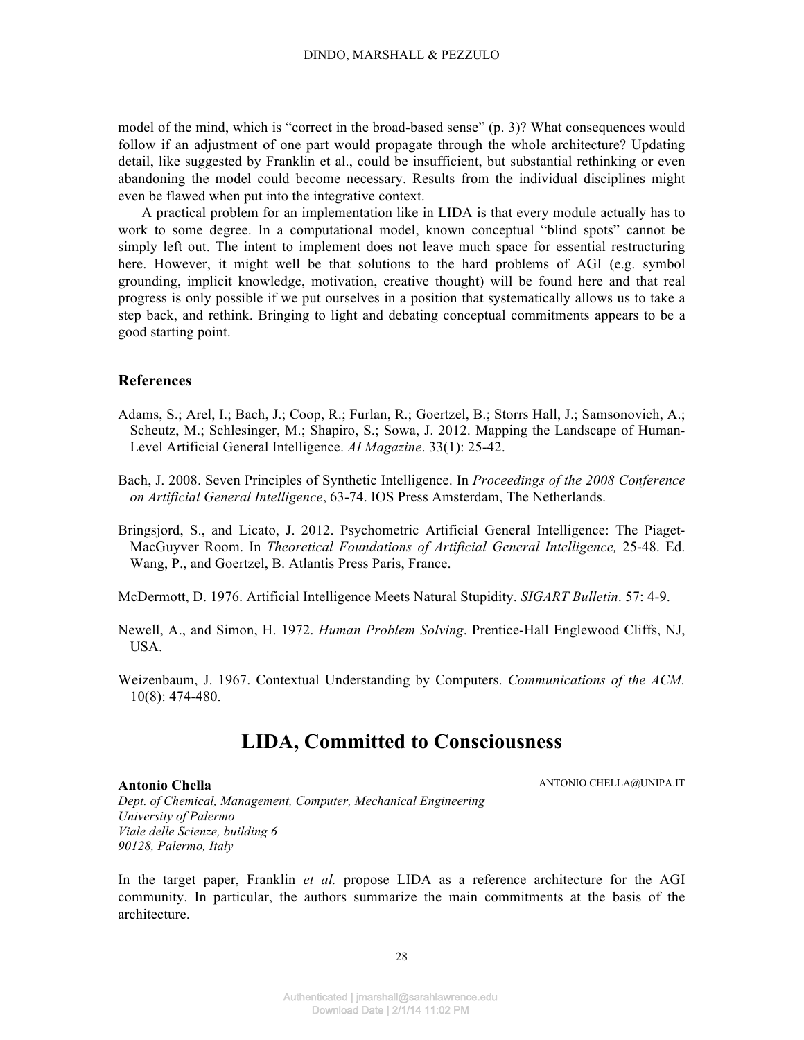model of the mind, which is "correct in the broad-based sense" (p. 3)? What consequences would follow if an adjustment of one part would propagate through the whole architecture? Updating detail, like suggested by Franklin et al., could be insufficient, but substantial rethinking or even abandoning the model could become necessary. Results from the individual disciplines might even be flawed when put into the integrative context.

A practical problem for an implementation like in LIDA is that every module actually has to work to some degree. In a computational model, known conceptual "blind spots" cannot be simply left out. The intent to implement does not leave much space for essential restructuring here. However, it might well be that solutions to the hard problems of AGI (e.g. symbol grounding, implicit knowledge, motivation, creative thought) will be found here and that real progress is only possible if we put ourselves in a position that systematically allows us to take a step back, and rethink. Bringing to light and debating conceptual commitments appears to be a good starting point.

### References

Adams, S.; Arel, I.; Bach, J.; Coop, R.; Furlan, R.; Goertzel, B.; Storrs Hall, J.; Samsonovich, A.; Scheutz, M.; Schlesinger, M.; Shapiro, S.; Sowa, J. 2012. Mapping the Landscape of Human-Level Artificial General Intelligence. *AI Magazine*. 33(1): 25-42.

Bach, J. 2008. Seven Principles of Synthetic Intelligence. In *Proceedings of the 2008 Conference on Artificial General Intelligence*, 63-74. IOS Press Amsterdam, The Netherlands.

Bringsjord, S., and Licato, J. 2012. Psychometric Artificial General Intelligence: The Piaget-MacGuyver Room. In *Theoretical Foundations of Artificial General Intelligence,* 25-48. Ed. Wang, P., and Goertzel, B. Atlantis Press Paris, France.

McDermott, D. 1976. Artificial Intelligence Meets Natural Stupidity. *SIGART Bulletin*. 57: 4-9.

Newell, A., and Simon, H. 1972. *Human Problem Solving*. Prentice-Hall Englewood Cliffs, NJ, USA.

Weizenbaum, J. 1967. Contextual Understanding by Computers. *Communications of the ACM.* 10(8): 474-480.

## LIDA, Committed to Consciousness

**Antonio Chella** ANTONIO.CHELLA@UNIPA.IT

*Dept. of Chemical, Management, Computer, Mechanical Engineering*
*University of Palermo*
*Viale delle Scienze, building 6*
*90128, Palermo, Italy*

In the target paper, Franklin *et al.* propose LIDA as a reference architecture for the AGI community. In particular, the authors summarize the main commitments at the basis of the architecture.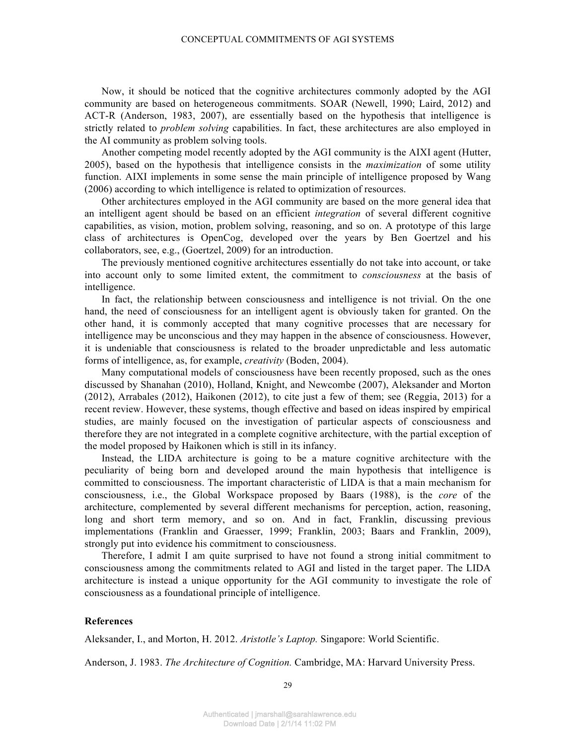Now, it should be noticed that the cognitive architectures commonly adopted by the AGI community are based on heterogeneous commitments. SOAR (Newell, 1990; Laird, 2012) and ACT-R (Anderson, 1983, 2007), are essentially based on the hypothesis that intelligence is strictly related to *problem solving* capabilities. In fact, these architectures are also employed in the AI community as problem solving tools.

Another competing model recently adopted by the AGI community is the AIXI agent (Hutter, 2005), based on the hypothesis that intelligence consists in the *maximization* of some utility function. AIXI implements in some sense the main principle of intelligence proposed by Wang (2006) according to which intelligence is related to optimization of resources.

Other architectures employed in the AGI community are based on the more general idea that an intelligent agent should be based on an efficient *integration* of several different cognitive capabilities, as vision, motion, problem solving, reasoning, and so on. A prototype of this large class of architectures is OpenCog, developed over the years by Ben Goertzel and his collaborators, see, e.g., (Goertzel, 2009) for an introduction.

The previously mentioned cognitive architectures essentially do not take into account, or take into account only to some limited extent, the commitment to *consciousness* at the basis of intelligence.

In fact, the relationship between consciousness and intelligence is not trivial. On the one hand, the need of consciousness for an intelligent agent is obviously taken for granted. On the other hand, it is commonly accepted that many cognitive processes that are necessary for intelligence may be unconscious and they may happen in the absence of consciousness. However, it is undeniable that consciousness is related to the broader unpredictable and less automatic forms of intelligence, as, for example, *creativity* (Boden, 2004).

Many computational models of consciousness have been recently proposed, such as the ones discussed by Shanahan (2010), Holland, Knight, and Newcombe (2007), Aleksander and Morton (2012), Arrabales (2012), Haikonen (2012), to cite just a few of them; see (Reggia, 2013) for a recent review. However, these systems, though effective and based on ideas inspired by empirical studies, are mainly focused on the investigation of particular aspects of consciousness and therefore they are not integrated in a complete cognitive architecture, with the partial exception of the model proposed by Haikonen which is still in its infancy.

Instead, the LIDA architecture is going to be a mature cognitive architecture with the peculiarity of being born and developed around the main hypothesis that intelligence is committed to consciousness. The important characteristic of LIDA is that a main mechanism for consciousness, i.e., the Global Workspace proposed by Baars (1988), is the *core* of the architecture, complemented by several different mechanisms for perception, action, reasoning, long and short term memory, and so on. And in fact, Franklin, discussing previous implementations (Franklin and Graesser, 1999; Franklin, 2003; Baars and Franklin, 2009), strongly put into evidence his commitment to consciousness.

Therefore, I admit I am quite surprised to have not found a strong initial commitment to consciousness among the commitments related to AGI and listed in the target paper. The LIDA architecture is instead a unique opportunity for the AGI community to investigate the role of consciousness as a foundational principle of intelligence.

## References

Aleksander, I., and Morton, H. 2012. *Aristotle's Laptop.* Singapore: World Scientific.

Anderson, J. 1983. *The Architecture of Cognition.* Cambridge, MA: Harvard University Press.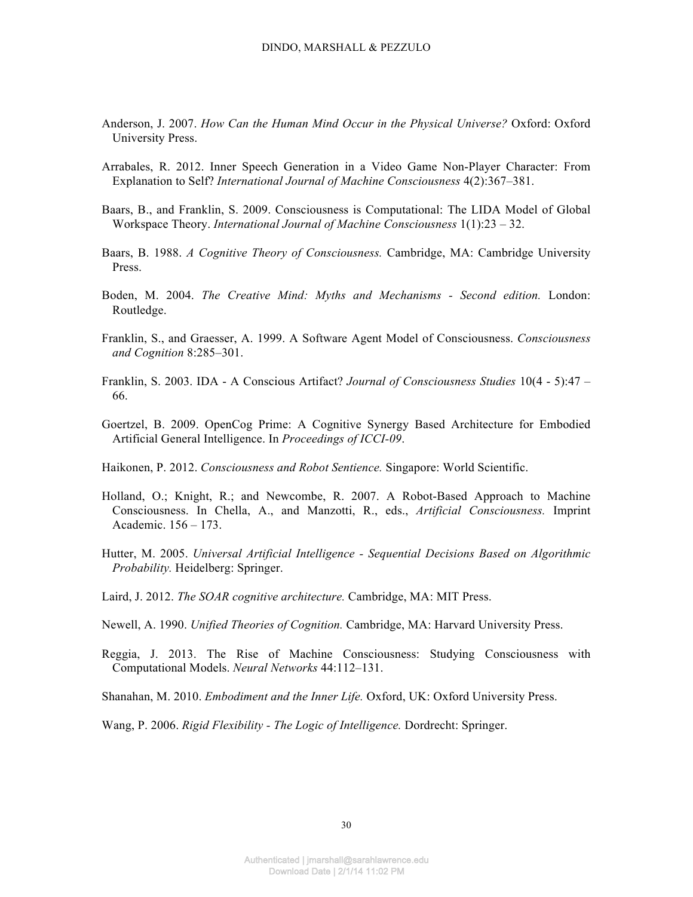Anderson, J. 2007. *How Can the Human Mind Occur in the Physical Universe?* Oxford: Oxford University Press.

Arrabales, R. 2012. Inner Speech Generation in a Video Game Non-Player Character: From Explanation to Self? *International Journal of Machine Consciousness* 4(2):367–381.

Baars, B., and Franklin, S. 2009. Consciousness is Computational: The LIDA Model of Global Workspace Theory. *International Journal of Machine Consciousness* 1(1):23 – 32.

Baars, B. 1988. *A Cognitive Theory of Consciousness.* Cambridge, MA: Cambridge University Press.

Boden, M. 2004. *The Creative Mind: Myths and Mechanisms - Second edition.* London: Routledge.

Franklin, S., and Graesser, A. 1999. A Software Agent Model of Consciousness. *Consciousness and Cognition* 8:285–301.

Franklin, S. 2003. IDA - A Conscious Artifact? *Journal of Consciousness Studies* 10(4 - 5):47 – 66.

Goertzel, B. 2009. OpenCog Prime: A Cognitive Synergy Based Architecture for Embodied Artificial General Intelligence. In *Proceedings of ICCI-09*.

Haikonen, P. 2012. *Consciousness and Robot Sentience.* Singapore: World Scientific.

Holland, O.; Knight, R.; and Newcombe, R. 2007. A Robot-Based Approach to Machine Consciousness. In Chella, A., and Manzotti, R., eds., *Artificial Consciousness.* Imprint Academic. 156 – 173.

Hutter, M. 2005. *Universal Artificial Intelligence - Sequential Decisions Based on Algorithmic Probability.* Heidelberg: Springer.

Laird, J. 2012. *The SOAR cognitive architecture.* Cambridge, MA: MIT Press.

Newell, A. 1990. *Unified Theories of Cognition.* Cambridge, MA: Harvard University Press.

Reggia, J. 2013. The Rise of Machine Consciousness: Studying Consciousness with Computational Models. *Neural Networks* 44:112–131.

Shanahan, M. 2010. *Embodiment and the Inner Life.* Oxford, UK: Oxford University Press.

Wang, P. 2006. *Rigid Flexibility - The Logic of Intelligence.* Dordrecht: Springer.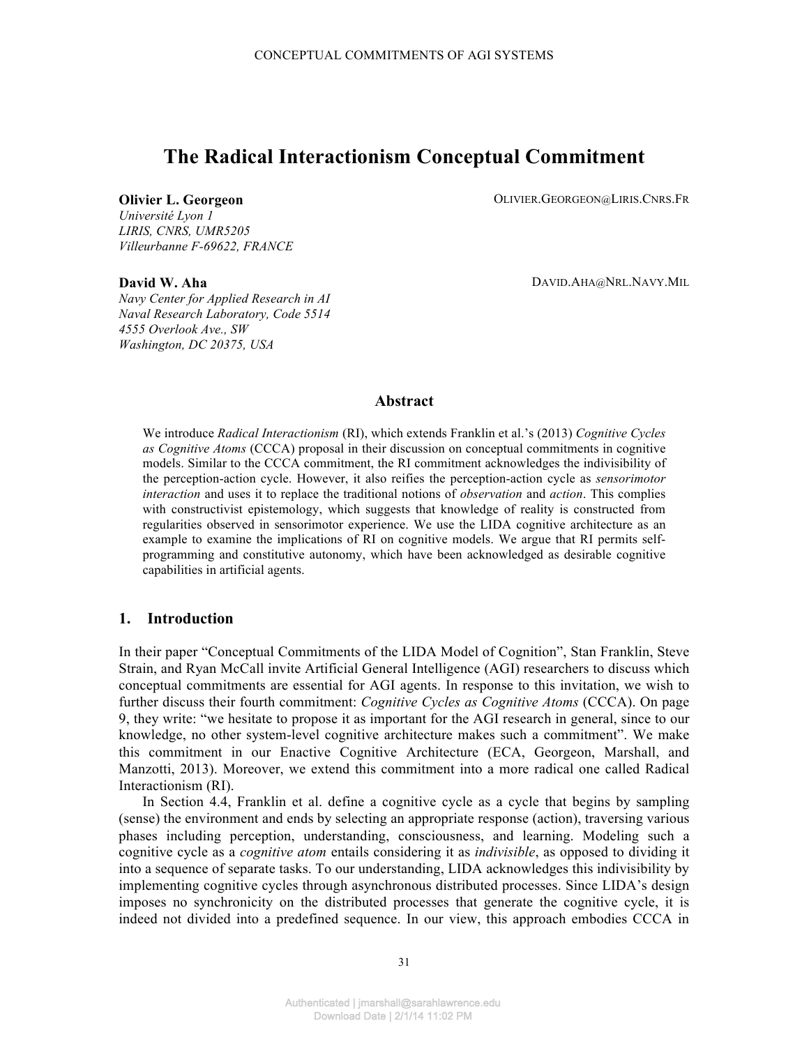# The Radical Interactionism Conceptual Commitment

**Olivier L. Georgeon** OLIVIER.GEORGEON@LIRIS.CNRS.FR
*Université Lyon 1*
*LIRIS, CNRS, UMR5205*
*Villeurbanne F-69622, FRANCE*

**David W. Aha** DAVID.AHA@NRL.NAVY.MIL
*Navy Center for Applied Research in AI*
*Naval Research Laboratory, Code 5514*
*4555 Overlook Ave., SW*
*Washington, DC 20375, USA*

## Abstract

We introduce *Radical Interactionism* (RI), which extends Franklin et al.'s (2013) *Cognitive Cycles as Cognitive Atoms* (CCCA) proposal in their discussion on conceptual commitments in cognitive models. Similar to the CCCA commitment, the RI commitment acknowledges the indivisibility of the perception-action cycle. However, it also reifies the perception-action cycle as *sensorimotor interaction* and uses it to replace the traditional notions of *observation* and *action*. This complies with constructivist epistemology, which suggests that knowledge of reality is constructed from regularities observed in sensorimotor experience. We use the LIDA cognitive architecture as an example to examine the implications of RI on cognitive models. We argue that RI permits self-programming and constitutive autonomy, which have been acknowledged as desirable cognitive capabilities in artificial agents.

## 1. Introduction

In their paper "Conceptual Commitments of the LIDA Model of Cognition", Stan Franklin, Steve Strain, and Ryan McCall invite Artificial General Intelligence (AGI) researchers to discuss which conceptual commitments are essential for AGI agents. In response to this invitation, we wish to further discuss their fourth commitment: *Cognitive Cycles as Cognitive Atoms* (CCCA). On page 9, they write: "we hesitate to propose it as important for the AGI research in general, since to our knowledge, no other system-level cognitive architecture makes such a commitment". We make this commitment in our Enactive Cognitive Architecture (ECA, Georgeon, Marshall, and Manzotti, 2013). Moreover, we extend this commitment into a more radical one called Radical Interactionism (RI).

In Section 4.4, Franklin et al. define a cognitive cycle as a cycle that begins by sampling (sense) the environment and ends by selecting an appropriate response (action), traversing various phases including perception, understanding, consciousness, and learning. Modeling such a cognitive cycle as a *cognitive atom* entails considering it as *indivisible*, as opposed to dividing it into a sequence of separate tasks. To our understanding, LIDA acknowledges this indivisibility by implementing cognitive cycles through asynchronous distributed processes. Since LIDA's design imposes no synchronicity on the distributed processes that generate the cognitive cycle, it is indeed not divided into a predefined sequence. In our view, this approach embodies CCCA in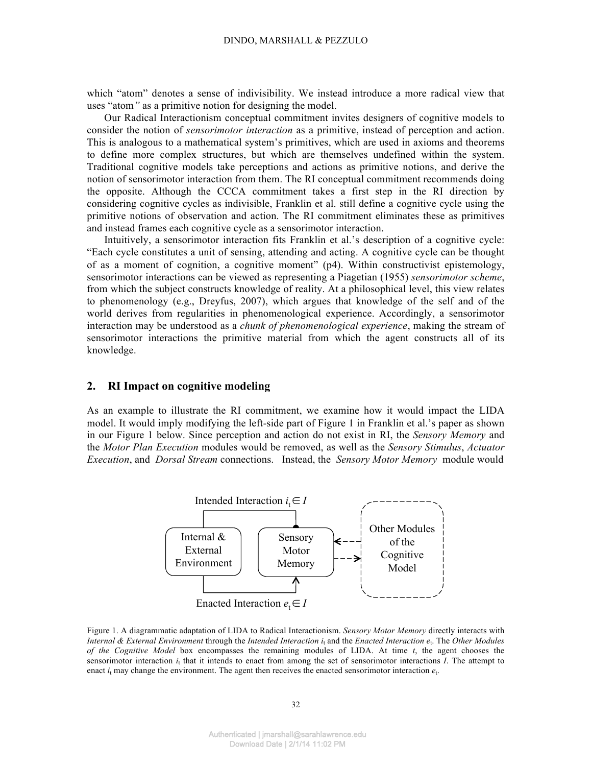which "atom" denotes a sense of indivisibility. We instead introduce a more radical view that uses "atom" as a primitive notion for designing the model.

Our Radical Interactionism conceptual commitment invites designers of cognitive models to consider the notion of *sensorimotor interaction* as a primitive, instead of perception and action. This is analogous to a mathematical system's primitives, which are used in axioms and theorems to define more complex structures, but which are themselves undefined within the system. Traditional cognitive models take perceptions and actions as primitive notions, and derive the notion of sensorimotor interaction from them. The RI conceptual commitment recommends doing the opposite. Although the CCCA commitment takes a first step in the RI direction by considering cognitive cycles as indivisible, Franklin et al. still define a cognitive cycle using the primitive notions of observation and action. The RI commitment eliminates these as primitives and instead frames each cognitive cycle as a sensorimotor interaction.

Intuitively, a sensorimotor interaction fits Franklin et al.'s description of a cognitive cycle: "Each cycle constitutes a unit of sensing, attending and acting. A cognitive cycle can be thought of as a moment of cognition, a cognitive moment" (p4). Within constructivist epistemology, sensorimotor interactions can be viewed as representing a Piagetian (1955) *sensorimotor scheme*, from which the subject constructs knowledge of reality. At a philosophical level, this view relates to phenomenology (e.g., Dreyfus, 2007), which argues that knowledge of the self and of the world derives from regularities in phenomenological experience. Accordingly, a sensorimotor interaction may be understood as a *chunk of phenomenological experience*, making the stream of sensorimotor interactions the primitive material from which the agent constructs all of its knowledge.

## 2. RI Impact on cognitive modeling

As an example to illustrate the RI commitment, we examine how it would impact the LIDA model. It would imply modifying the left-side part of Figure 1 in Franklin et al.'s paper as shown in our Figure 1 below. Since perception and action do not exist in RI, the *Sensory Memory* and the *Motor Plan Execution* modules would be removed, as well as the *Sensory Stimulus*, *Actuator Execution*, and *Dorsal Stream* connections. Instead, the *Sensory Motor Memory* module would

Intended Interaction $i_t \in I$

Internal & External Environment

Sensory Motor Memory

Other Modules of the Cognitive Model

Enacted Interaction $e_t \in I$

Figure 1. A diagrammatic adaptation of LIDA to Radical Interactionism. *Sensory Motor Memory* directly interacts with *Internal & External Environment* through the *Intended Interaction* $i_t$ and the *Enacted Interaction* $e_t$. The *Other Modules of the Cognitive Model* box encompasses the remaining modules of LIDA. At time $t$, the agent chooses the sensorimotor interaction $i_t$ that it intends to enact from among the set of sensorimotor interactions $I$. The attempt to enact $i_t$ may change the environment. The agent then receives the enacted sensorimotor interaction $e_t$.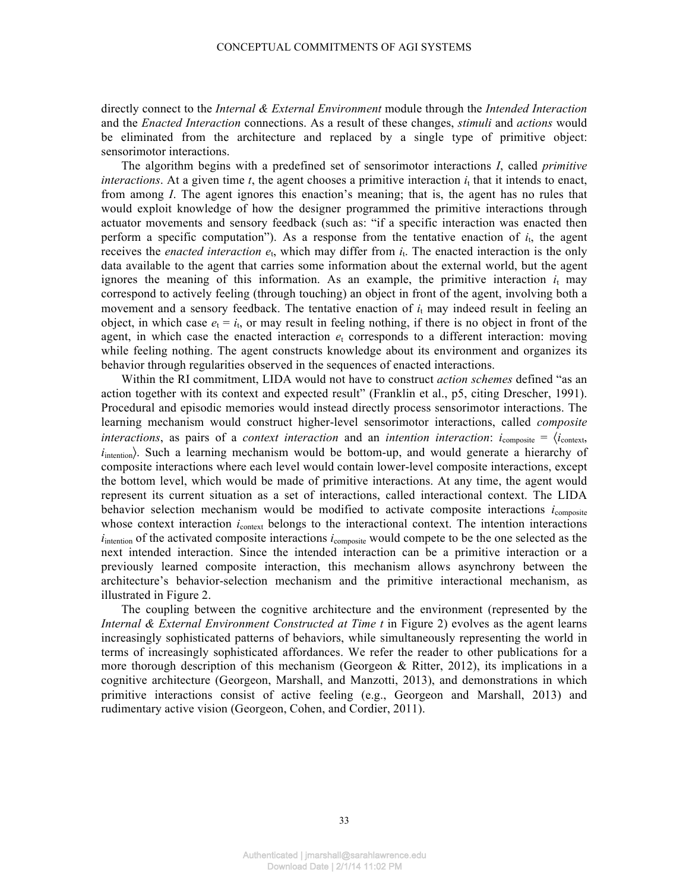directly connect to the *Internal & External Environment* module through the *Intended Interaction* and the *Enacted Interaction* connections. As a result of these changes, *stimuli* and *actions* would be eliminated from the architecture and replaced by a single type of primitive object: sensorimotor interactions.

The algorithm begins with a predefined set of sensorimotor interactions $I$, called *primitive interactions*. At a given time $t$, the agent chooses a primitive interaction $i_t$ that it intends to enact, from among $I$. The agent ignores this enaction's meaning; that is, the agent has no rules that would exploit knowledge of how the designer programmed the primitive interactions through actuator movements and sensory feedback (such as: "if a specific interaction was enacted then perform a specific computation"). As a response from the tentative enaction of $i_t$, the agent receives the *enacted interaction* $e_t$, which may differ from $i_t$. The enacted interaction is the only data available to the agent that carries some information about the external world, but the agent ignores the meaning of this information. As an example, the primitive interaction $i_t$ may correspond to actively feeling (through touching) an object in front of the agent, involving both a movement and a sensory feedback. The tentative enaction of $i_t$ may indeed result in feeling an object, in which case $e_t = i_t$, or may result in feeling nothing, if there is no object in front of the agent, in which case the enacted interaction $e_t$ corresponds to a different interaction: moving while feeling nothing. The agent constructs knowledge about its environment and organizes its behavior through regularities observed in the sequences of enacted interactions.

Within the RI commitment, LIDA would not have to construct *action schemes* defined "as an action together with its context and expected result" (Franklin et al., p5, citing Drescher, 1991). Procedural and episodic memories would instead directly process sensorimotor interactions. The learning mechanism would construct higher-level sensorimotor interactions, called *composite interactions*, as pairs of a *context interaction* and an *intention interaction*: $i_{\text{composite}} = \langle i_{\text{context}}, i_{\text{intention}} \rangle$. Such a learning mechanism would be bottom-up, and would generate a hierarchy of composite interactions where each level would contain lower-level composite interactions, except the bottom level, which would be made of primitive interactions. At any time, the agent would represent its current situation as a set of interactions, called interactional context. The LIDA behavior selection mechanism would be modified to activate composite interactions $i_{\text{composite}}$ whose context interaction $i_{\text{context}}$ belongs to the interactional context. The intention interactions $i_{\text{intention}}$ of the activated composite interactions $i_{\text{composite}}$ would compete to be the one selected as the next intended interaction. Since the intended interaction can be a primitive interaction or a previously learned composite interaction, this mechanism allows asynchrony between the architecture's behavior-selection mechanism and the primitive interactional mechanism, as illustrated in Figure 2.

The coupling between the cognitive architecture and the environment (represented by the *Internal & External Environment Constructed at Time t* in Figure 2) evolves as the agent learns increasingly sophisticated patterns of behaviors, while simultaneously representing the world in terms of increasingly sophisticated affordances. We refer the reader to other publications for a more thorough description of this mechanism (Georgeon & Ritter, 2012), its implications in a cognitive architecture (Georgeon, Marshall, and Manzotti, 2013), and demonstrations in which primitive interactions consist of active feeling (e.g., Georgeon and Marshall, 2013) and rudimentary active vision (Georgeon, Cohen, and Cordier, 2011).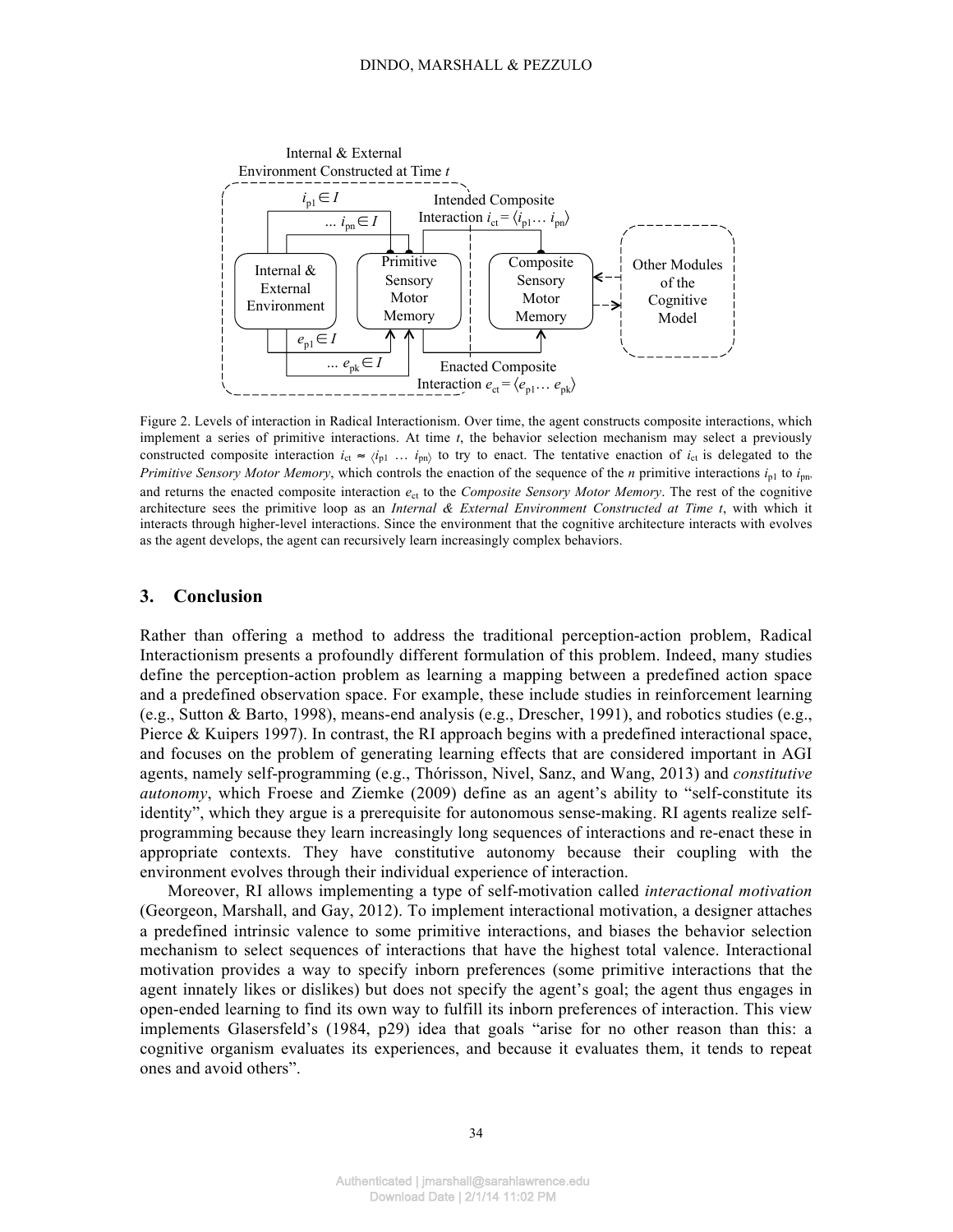Figure 2. Levels of interaction in Radical Interactionism. Over time, the agent constructs composite interactions, which implement a series of primitive interactions. At time $t$, the behavior selection mechanism may select a previously constructed composite interaction $i_{ct} \approx \langle i_{p1} \ldots i_{pn} \rangle$ to try to enact. The tentative enaction of $i_{ct}$ is delegated to the *Primitive Sensory Motor Memory*, which controls the enaction of the sequence of the $n$ primitive interactions $i_{p1}$ to $i_{pn}$, and returns the enacted composite interaction $e_{ct}$ to the *Composite Sensory Motor Memory*. The rest of the cognitive architecture sees the primitive loop as an *Internal & External Environment Constructed at Time t*, with which it interacts through higher-level interactions. Since the environment that the cognitive architecture interacts with evolves as the agent develops, the agent can recursively learn increasingly complex behaviors.

## 3. Conclusion

Rather than offering a method to address the traditional perception-action problem, Radical Interactionism presents a profoundly different formulation of this problem. Indeed, many studies define the perception-action problem as learning a mapping between a predefined action space and a predefined observation space. For example, these include studies in reinforcement learning (e.g., Sutton & Barto, 1998), means-end analysis (e.g., Drescher, 1991), and robotics studies (e.g., Pierce & Kuipers 1997). In contrast, the RI approach begins with a predefined interactional space, and focuses on the problem of generating learning effects that are considered important in AGI agents, namely self-programming (e.g., Thórisson, Nivel, Sanz, and Wang, 2013) and *constitutive autonomy*, which Froese and Ziemke (2009) define as an agent's ability to "self-constitute its identity", which they argue is a prerequisite for autonomous sense-making. RI agents realize self-programming because they learn increasingly long sequences of interactions and re-enact these in appropriate contexts. They have constitutive autonomy because their coupling with the environment evolves through their individual experience of interaction.

Moreover, RI allows implementing a type of self-motivation called *interactional motivation* (Georgeon, Marshall, and Gay, 2012). To implement interactional motivation, a designer attaches a predefined intrinsic valence to some primitive interactions, and biases the behavior selection mechanism to select sequences of interactions that have the highest total valence. Interactional motivation provides a way to specify inborn preferences (some primitive interactions that the agent innately likes or dislikes) but does not specify the agent's goal; the agent thus engages in open-ended learning to find its own way to fulfill its inborn preferences of interaction. This view implements Glasersfeld's (1984, p29) idea that goals "arise for no other reason than this: a cognitive organism evaluates its experiences, and because it evaluates them, it tends to repeat ones and avoid others".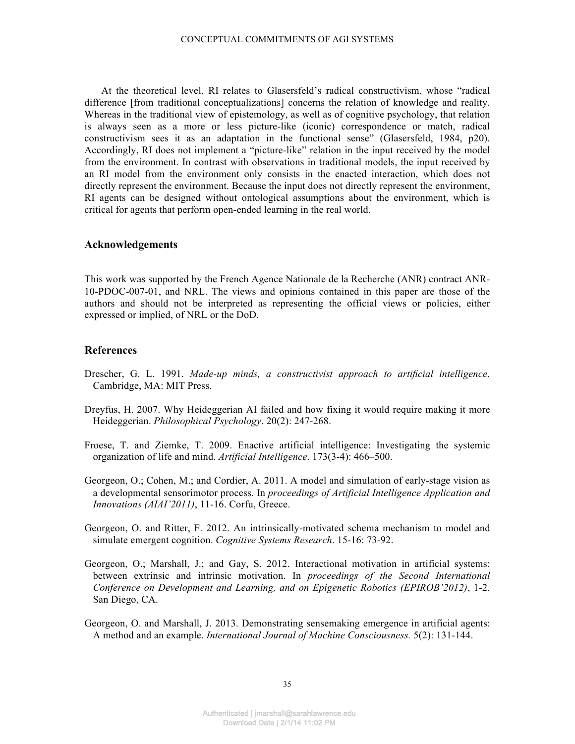At the theoretical level, RI relates to Glasersfeld's radical constructivism, whose "radical difference [from traditional conceptualizations] concerns the relation of knowledge and reality. Whereas in the traditional view of epistemology, as well as of cognitive psychology, that relation is always seen as a more or less picture-like (iconic) correspondence or match, radical constructivism sees it as an adaptation in the functional sense" (Glasersfeld, 1984, p20). Accordingly, RI does not implement a "picture-like" relation in the input received by the model from the environment. In contrast with observations in traditional models, the input received by an RI model from the environment only consists in the enacted interaction, which does not directly represent the environment. Because the input does not directly represent the environment, RI agents can be designed without ontological assumptions about the environment, which is critical for agents that perform open-ended learning in the real world.

## Acknowledgements

This work was supported by the French Agence Nationale de la Recherche (ANR) contract ANR-10-PDOC-007-01, and NRL. The views and opinions contained in this paper are those of the authors and should not be interpreted as representing the official views or policies, either expressed or implied, of NRL or the DoD.

## References

Drescher, G. L. 1991. *Made-up minds, a constructivist approach to artificial intelligence*. Cambridge, MA: MIT Press.

Dreyfus, H. 2007. Why Heideggerian AI failed and how fixing it would require making it more Heideggerian. *Philosophical Psychology*. 20(2): 247-268.

Froese, T. and Ziemke, T. 2009. Enactive artificial intelligence: Investigating the systemic organization of life and mind. *Artificial Intelligence*. 173(3-4): 466–500.

Georgeon, O.; Cohen, M.; and Cordier, A. 2011. A model and simulation of early-stage vision as a developmental sensorimotor process. In *proceedings of Artificial Intelligence Application and Innovations (AIAI'2011)*, 11-16. Corfu, Greece.

Georgeon, O. and Ritter, F. 2012. An intrinsically-motivated schema mechanism to model and simulate emergent cognition. *Cognitive Systems Research*. 15-16: 73-92.

Georgeon, O.; Marshall, J.; and Gay, S. 2012. Interactional motivation in artificial systems: between extrinsic and intrinsic motivation. In *proceedings of the Second International Conference on Development and Learning, and on Epigenetic Robotics (EPIROB'2012)*, 1-2. San Diego, CA.

Georgeon, O. and Marshall, J. 2013. Demonstrating sensemaking emergence in artificial agents: A method and an example. *International Journal of Machine Consciousness.* 5(2): 131-144.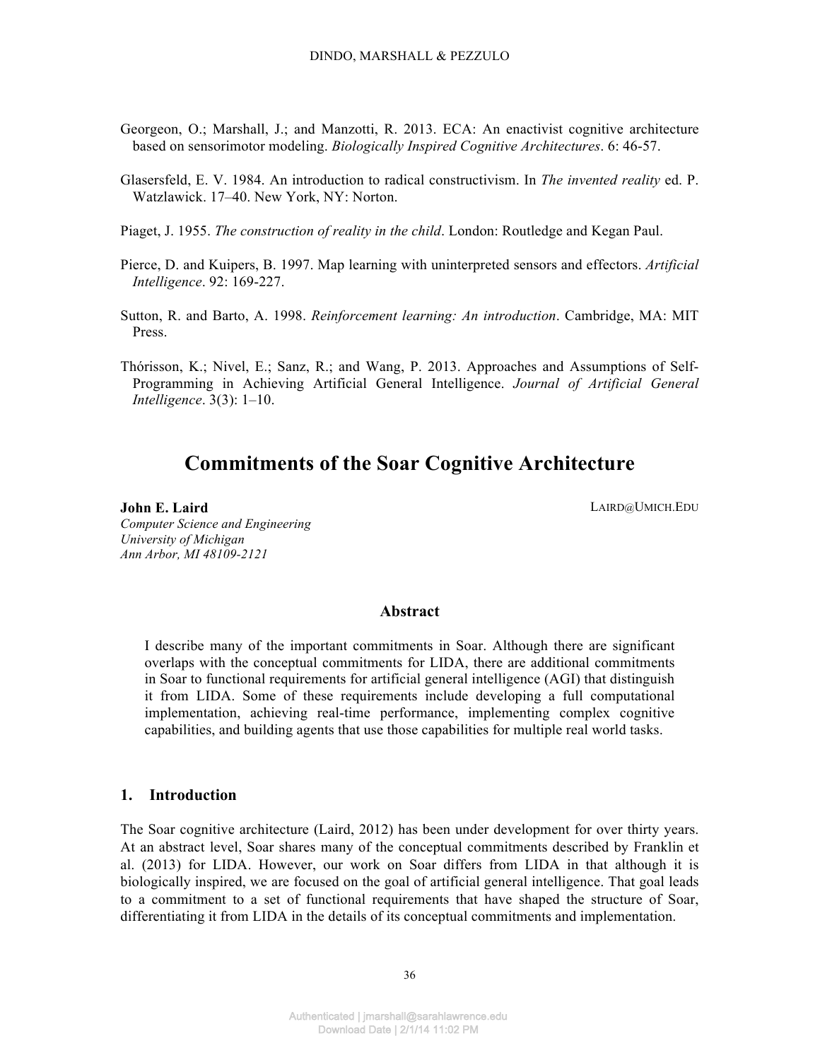Georgeon, O.; Marshall, J.; and Manzotti, R. 2013. ECA: An enactivist cognitive architecture based on sensorimotor modeling. *Biologically Inspired Cognitive Architectures*. 6: 46-57.

Glasersfeld, E. V. 1984. An introduction to radical constructivism. In *The invented reality* ed. P. Watzlawick. 17–40. New York, NY: Norton.

Piaget, J. 1955. *The construction of reality in the child*. London: Routledge and Kegan Paul.

Pierce, D. and Kuipers, B. 1997. Map learning with uninterpreted sensors and effectors. *Artificial Intelligence*. 92: 169-227.

Sutton, R. and Barto, A. 1998. *Reinforcement learning: An introduction*. Cambridge, MA: MIT Press.

Thórisson, K.; Nivel, E.; Sanz, R.; and Wang, P. 2013. Approaches and Assumptions of Self-Programming in Achieving Artificial General Intelligence. *Journal of Artificial General Intelligence*. 3(3): 1–10.

# Commitments of the Soar Cognitive Architecture

**John E. Laird** LAIRD@UMICH.EDU
*Computer Science and Engineering*
*University of Michigan*
*Ann Arbor, MI 48109-2121*

### Abstract

I describe many of the important commitments in Soar. Although there are significant overlaps with the conceptual commitments for LIDA, there are additional commitments in Soar to functional requirements for artificial general intelligence (AGI) that distinguish it from LIDA. Some of these requirements include developing a full computational implementation, achieving real-time performance, implementing complex cognitive capabilities, and building agents that use those capabilities for multiple real world tasks.

## 1. Introduction

The Soar cognitive architecture (Laird, 2012) has been under development for over thirty years. At an abstract level, Soar shares many of the conceptual commitments described by Franklin et al. (2013) for LIDA. However, our work on Soar differs from LIDA in that although it is biologically inspired, we are focused on the goal of artificial general intelligence. That goal leads to a commitment to a set of functional requirements that have shaped the structure of Soar, differentiating it from LIDA in the details of its conceptual commitments and implementation.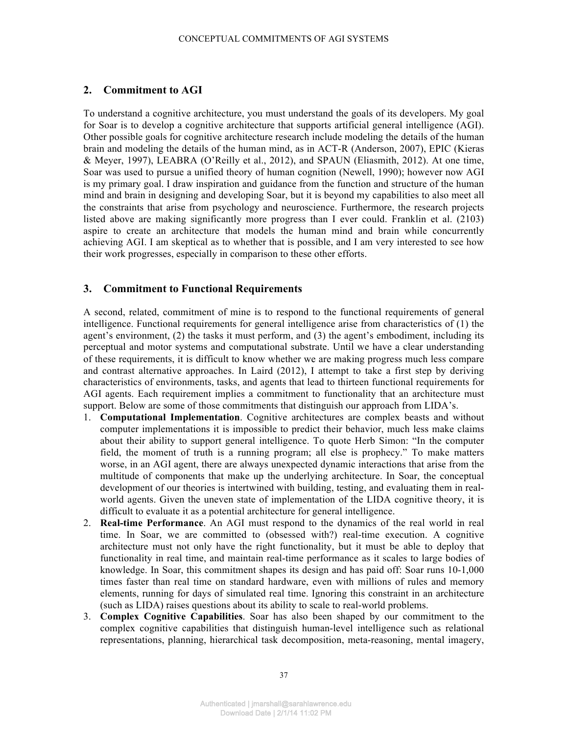## 2. Commitment to AGI

To understand a cognitive architecture, you must understand the goals of its developers. My goal for Soar is to develop a cognitive architecture that supports artificial general intelligence (AGI). Other possible goals for cognitive architecture research include modeling the details of the human brain and modeling the details of the human mind, as in ACT-R (Anderson, 2007), EPIC (Kieras & Meyer, 1997), LEABRA (O'Reilly et al., 2012), and SPAUN (Eliasmith, 2012). At one time, Soar was used to pursue a unified theory of human cognition (Newell, 1990); however now AGI is my primary goal. I draw inspiration and guidance from the function and structure of the human mind and brain in designing and developing Soar, but it is beyond my capabilities to also meet all the constraints that arise from psychology and neuroscience. Furthermore, the research projects listed above are making significantly more progress than I ever could. Franklin et al. (2103) aspire to create an architecture that models the human mind and brain while concurrently achieving AGI. I am skeptical as to whether that is possible, and I am very interested to see how their work progresses, especially in comparison to these other efforts.

## 3. Commitment to Functional Requirements

A second, related, commitment of mine is to respond to the functional requirements of general intelligence. Functional requirements for general intelligence arise from characteristics of (1) the agent's environment, (2) the tasks it must perform, and (3) the agent's embodiment, including its perceptual and motor systems and computational substrate. Until we have a clear understanding of these requirements, it is difficult to know whether we are making progress much less compare and contrast alternative approaches. In Laird (2012), I attempt to take a first step by deriving characteristics of environments, tasks, and agents that lead to thirteen functional requirements for AGI agents. Each requirement implies a commitment to functionality that an architecture must support. Below are some of those commitments that distinguish our approach from LIDA's.

1. **Computational Implementation**. Cognitive architectures are complex beasts and without computer implementations it is impossible to predict their behavior, much less make claims about their ability to support general intelligence. To quote Herb Simon: "In the computer field, the moment of truth is a running program; all else is prophecy." To make matters worse, in an AGI agent, there are always unexpected dynamic interactions that arise from the multitude of components that make up the underlying architecture. In Soar, the conceptual development of our theories is intertwined with building, testing, and evaluating them in real-world agents. Given the uneven state of implementation of the LIDA cognitive theory, it is difficult to evaluate it as a potential architecture for general intelligence.
2. **Real-time Performance**. An AGI must respond to the dynamics of the real world in real time. In Soar, we are committed to (obsessed with?) real-time execution. A cognitive architecture must not only have the right functionality, but it must be able to deploy that functionality in real time, and maintain real-time performance as it scales to large bodies of knowledge. In Soar, this commitment shapes its design and has paid off: Soar runs 10-1,000 times faster than real time on standard hardware, even with millions of rules and memory elements, running for days of simulated real time. Ignoring this constraint in an architecture (such as LIDA) raises questions about its ability to scale to real-world problems.
3. **Complex Cognitive Capabilities**. Soar has also been shaped by our commitment to the complex cognitive capabilities that distinguish human-level intelligence such as relational representations, planning, hierarchical task decomposition, meta-reasoning, mental imagery,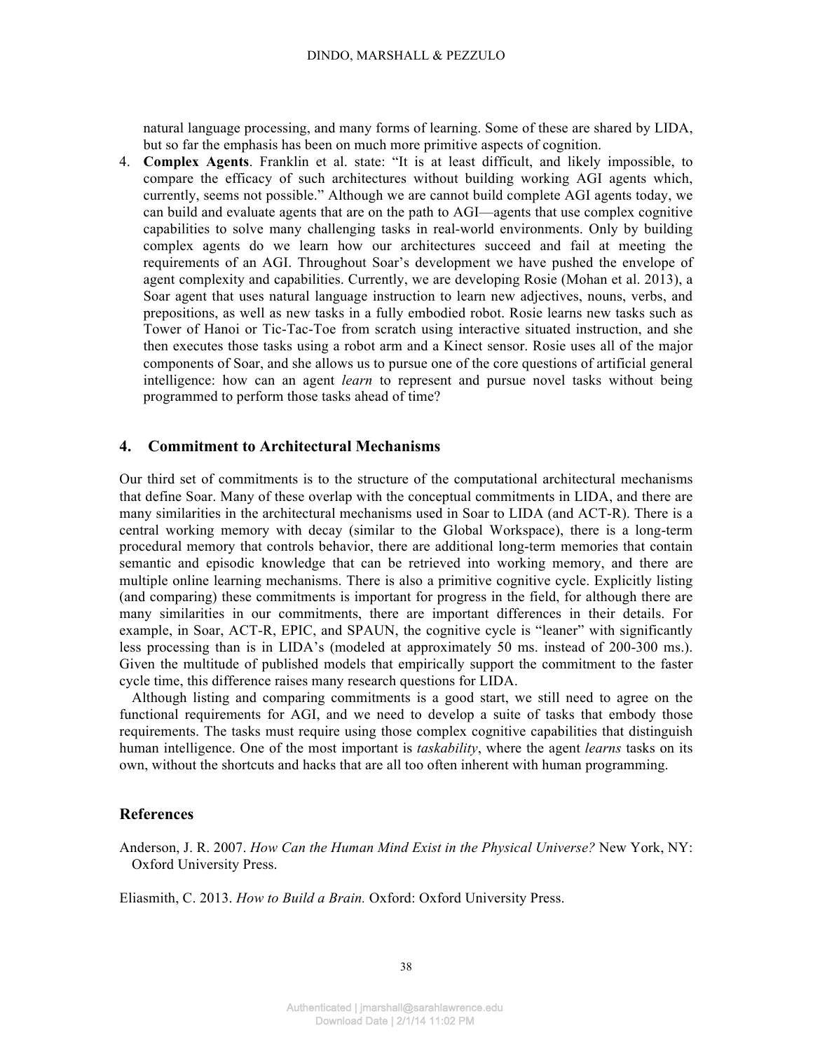natural language processing, and many forms of learning. Some of these are shared by LIDA, but so far the emphasis has been on much more primitive aspects of cognition.

4. **Complex Agents**. Franklin et al. state: "It is at least difficult, and likely impossible, to compare the efficacy of such architectures without building working AGI agents which, currently, seems not possible." Although we are cannot build complete AGI agents today, we can build and evaluate agents that are on the path to AGI—agents that use complex cognitive capabilities to solve many challenging tasks in real-world environments. Only by building complex agents do we learn how our architectures succeed and fail at meeting the requirements of an AGI. Throughout Soar's development we have pushed the envelope of agent complexity and capabilities. Currently, we are developing Rosie (Mohan et al. 2013), a Soar agent that uses natural language instruction to learn new adjectives, nouns, verbs, and prepositions, as well as new tasks in a fully embodied robot. Rosie learns new tasks such as Tower of Hanoi or Tic-Tac-Toe from scratch using interactive situated instruction, and she then executes those tasks using a robot arm and a Kinect sensor. Rosie uses all of the major components of Soar, and she allows us to pursue one of the core questions of artificial general intelligence: how can an agent *learn* to represent and pursue novel tasks without being programmed to perform those tasks ahead of time?

## 4. Commitment to Architectural Mechanisms

Our third set of commitments is to the structure of the computational architectural mechanisms that define Soar. Many of these overlap with the conceptual commitments in LIDA, and there are many similarities in the architectural mechanisms used in Soar to LIDA (and ACT-R). There is a central working memory with decay (similar to the Global Workspace), there is a long-term procedural memory that controls behavior, there are additional long-term memories that contain semantic and episodic knowledge that can be retrieved into working memory, and there are multiple online learning mechanisms. There is also a primitive cognitive cycle. Explicitly listing (and comparing) these commitments is important for progress in the field, for although there are many similarities in our commitments, there are important differences in their details. For example, in Soar, ACT-R, EPIC, and SPAUN, the cognitive cycle is "leaner" with significantly less processing than is in LIDA's (modeled at approximately 50 ms. instead of 200-300 ms.). Given the multitude of published models that empirically support the commitment to the faster cycle time, this difference raises many research questions for LIDA.

Although listing and comparing commitments is a good start, we still need to agree on the functional requirements for AGI, and we need to develop a suite of tasks that embody those requirements. The tasks must require using those complex cognitive capabilities that distinguish human intelligence. One of the most important is *taskability*, where the agent *learns* tasks on its own, without the shortcuts and hacks that are all too often inherent with human programming.

## References

Anderson, J. R. 2007. *How Can the Human Mind Exist in the Physical Universe?* New York, NY: Oxford University Press.

Eliasmith, C. 2013. *How to Build a Brain.* Oxford: Oxford University Press.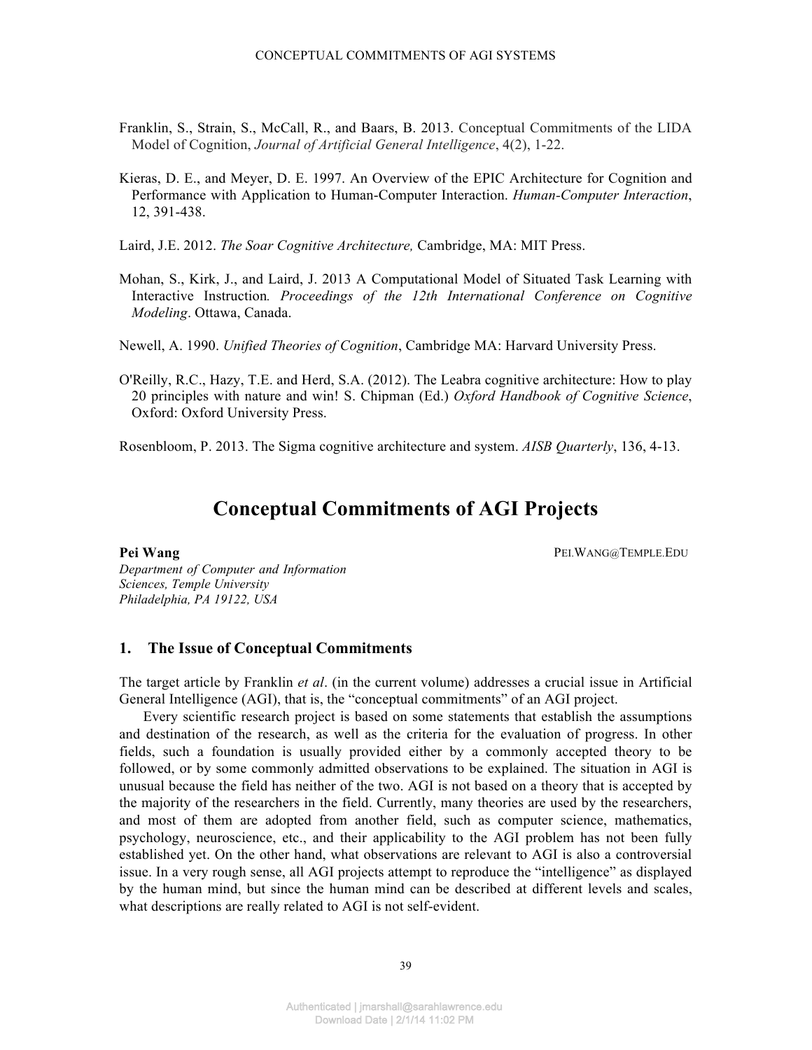Franklin, S., Strain, S., McCall, R., and Baars, B. 2013. Conceptual Commitments of the LIDA Model of Cognition, *Journal of Artificial General Intelligence*, 4(2), 1-22.

Kieras, D. E., and Meyer, D. E. 1997. An Overview of the EPIC Architecture for Cognition and Performance with Application to Human-Computer Interaction. *Human-Computer Interaction*, 12, 391-438.

Laird, J.E. 2012. *The Soar Cognitive Architecture,* Cambridge, MA: MIT Press.

Mohan, S., Kirk, J., and Laird, J. 2013 A Computational Model of Situated Task Learning with Interactive Instruction*. Proceedings of the 12th International Conference on Cognitive Modeling*. Ottawa, Canada.

Newell, A. 1990. *Unified Theories of Cognition*, Cambridge MA: Harvard University Press.

O'Reilly, R.C., Hazy, T.E. and Herd, S.A. (2012). The Leabra cognitive architecture: How to play 20 principles with nature and win! S. Chipman (Ed.) *Oxford Handbook of Cognitive Science*, Oxford: Oxford University Press.

Rosenbloom, P. 2013. The Sigma cognitive architecture and system. *AISB Quarterly*, 136, 4-13.

# Conceptual Commitments of AGI Projects

**Pei Wang** PEI.WANG@TEMPLE.EDU

*Department of Computer and Information Sciences, Temple University*
*Philadelphia, PA 19122, USA*

## 1. The Issue of Conceptual Commitments

The target article by Franklin *et al*. (in the current volume) addresses a crucial issue in Artificial General Intelligence (AGI), that is, the "conceptual commitments" of an AGI project.

Every scientific research project is based on some statements that establish the assumptions and destination of the research, as well as the criteria for the evaluation of progress. In other fields, such a foundation is usually provided either by a commonly accepted theory to be followed, or by some commonly admitted observations to be explained. The situation in AGI is unusual because the field has neither of the two. AGI is not based on a theory that is accepted by the majority of the researchers in the field. Currently, many theories are used by the researchers, and most of them are adopted from another field, such as computer science, mathematics, psychology, neuroscience, etc., and their applicability to the AGI problem has not been fully established yet. On the other hand, what observations are relevant to AGI is also a controversial issue. In a very rough sense, all AGI projects attempt to reproduce the "intelligence" as displayed by the human mind, but since the human mind can be described at different levels and scales, what descriptions are really related to AGI is not self-evident.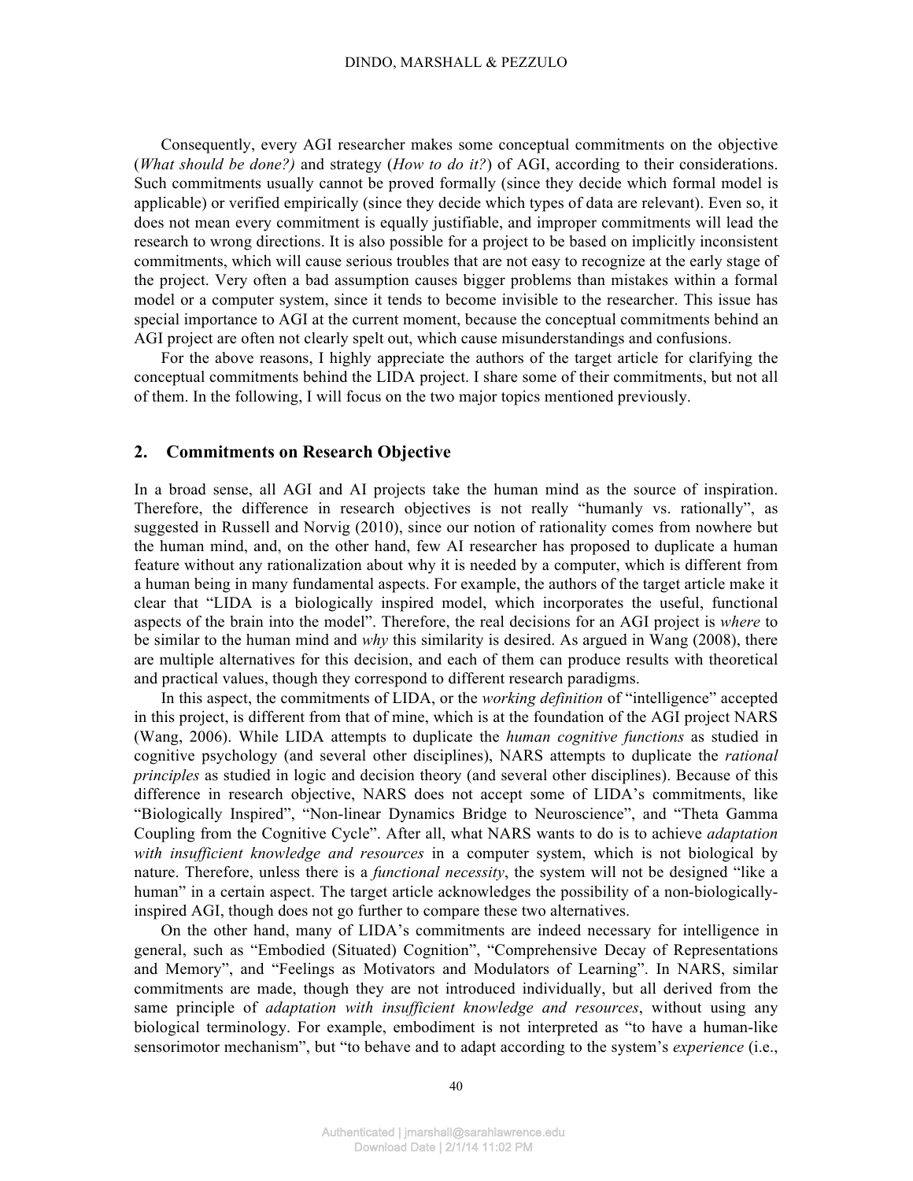Consequently, every AGI researcher makes some conceptual commitments on the objective (*What should be done?)* and strategy (*How to do it?*) of AGI, according to their considerations. Such commitments usually cannot be proved formally (since they decide which formal model is applicable) or verified empirically (since they decide which types of data are relevant). Even so, it does not mean every commitment is equally justifiable, and improper commitments will lead the research to wrong directions. It is also possible for a project to be based on implicitly inconsistent commitments, which will cause serious troubles that are not easy to recognize at the early stage of the project. Very often a bad assumption causes bigger problems than mistakes within a formal model or a computer system, since it tends to become invisible to the researcher. This issue has special importance to AGI at the current moment, because the conceptual commitments behind an AGI project are often not clearly spelt out, which cause misunderstandings and confusions.

For the above reasons, I highly appreciate the authors of the target article for clarifying the conceptual commitments behind the LIDA project. I share some of their commitments, but not all of them. In the following, I will focus on the two major topics mentioned previously.

## 2. Commitments on Research Objective

In a broad sense, all AGI and AI projects take the human mind as the source of inspiration. Therefore, the difference in research objectives is not really "humanly vs. rationally", as suggested in Russell and Norvig (2010), since our notion of rationality comes from nowhere but the human mind, and, on the other hand, few AI researcher has proposed to duplicate a human feature without any rationalization about why it is needed by a computer, which is different from a human being in many fundamental aspects. For example, the authors of the target article make it clear that "LIDA is a biologically inspired model, which incorporates the useful, functional aspects of the brain into the model". Therefore, the real decisions for an AGI project is *where* to be similar to the human mind and *why* this similarity is desired. As argued in Wang (2008), there are multiple alternatives for this decision, and each of them can produce results with theoretical and practical values, though they correspond to different research paradigms.

In this aspect, the commitments of LIDA, or the *working definition* of "intelligence" accepted in this project, is different from that of mine, which is at the foundation of the AGI project NARS (Wang, 2006). While LIDA attempts to duplicate the *human cognitive functions* as studied in cognitive psychology (and several other disciplines), NARS attempts to duplicate the *rational principles* as studied in logic and decision theory (and several other disciplines). Because of this difference in research objective, NARS does not accept some of LIDA's commitments, like "Biologically Inspired", "Non-linear Dynamics Bridge to Neuroscience", and "Theta Gamma Coupling from the Cognitive Cycle". After all, what NARS wants to do is to achieve *adaptation with insufficient knowledge and resources* in a computer system, which is not biological by nature. Therefore, unless there is a *functional necessity*, the system will not be designed "like a human" in a certain aspect. The target article acknowledges the possibility of a non-biologically-inspired AGI, though does not go further to compare these two alternatives.

On the other hand, many of LIDA's commitments are indeed necessary for intelligence in general, such as "Embodied (Situated) Cognition", "Comprehensive Decay of Representations and Memory", and "Feelings as Motivators and Modulators of Learning". In NARS, similar commitments are made, though they are not introduced individually, but all derived from the same principle of *adaptation with insufficient knowledge and resources*, without using any biological terminology. For example, embodiment is not interpreted as "to have a human-like sensorimotor mechanism", but "to behave and to adapt according to the system's *experience* (i.e.,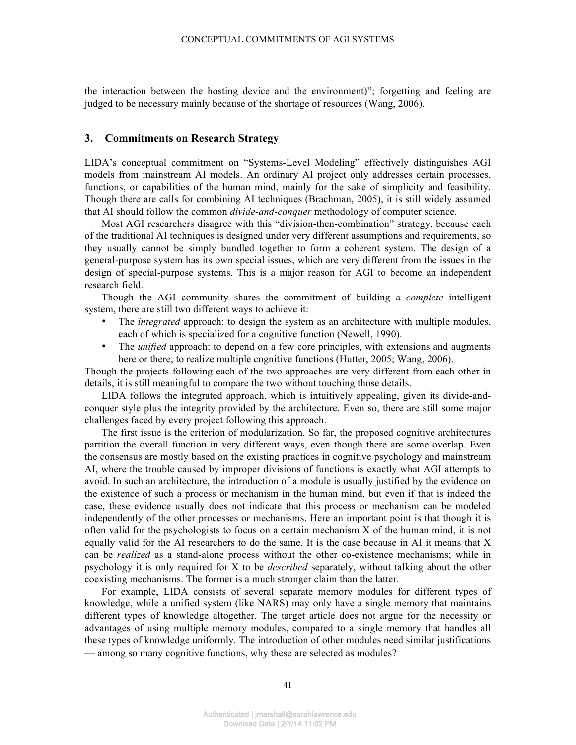the interaction between the hosting device and the environment)"; forgetting and feeling are judged to be necessary mainly because of the shortage of resources (Wang, 2006).

## 3. Commitments on Research Strategy

LIDA's conceptual commitment on "Systems-Level Modeling" effectively distinguishes AGI models from mainstream AI models. An ordinary AI project only addresses certain processes, functions, or capabilities of the human mind, mainly for the sake of simplicity and feasibility. Though there are calls for combining AI techniques (Brachman, 2005), it is still widely assumed that AI should follow the common *divide-and-conquer* methodology of computer science.

Most AGI researchers disagree with this "division-then-combination" strategy, because each of the traditional AI techniques is designed under very different assumptions and requirements, so they usually cannot be simply bundled together to form a coherent system. The design of a general-purpose system has its own special issues, which are very different from the issues in the design of special-purpose systems. This is a major reason for AGI to become an independent research field.

Though the AGI community shares the commitment of building a *complete* intelligent system, there are still two different ways to achieve it:

- The *integrated* approach: to design the system as an architecture with multiple modules, each of which is specialized for a cognitive function (Newell, 1990).
- The *unified* approach: to depend on a few core principles, with extensions and augments here or there, to realize multiple cognitive functions (Hutter, 2005; Wang, 2006).

Though the projects following each of the two approaches are very different from each other in details, it is still meaningful to compare the two without touching those details.

LIDA follows the integrated approach, which is intuitively appealing, given its divide-and-conquer style plus the integrity provided by the architecture. Even so, there are still some major challenges faced by every project following this approach.

The first issue is the criterion of modularization. So far, the proposed cognitive architectures partition the overall function in very different ways, even though there are some overlap. Even the consensus are mostly based on the existing practices in cognitive psychology and mainstream AI, where the trouble caused by improper divisions of functions is exactly what AGI attempts to avoid. In such an architecture, the introduction of a module is usually justified by the evidence on the existence of such a process or mechanism in the human mind, but even if that is indeed the case, these evidence usually does not indicate that this process or mechanism can be modeled independently of the other processes or mechanisms. Here an important point is that though it is often valid for the psychologists to focus on a certain mechanism X of the human mind, it is not equally valid for the AI researchers to do the same. It is the case because in AI it means that X can be *realized* as a stand-alone process without the other co-existence mechanisms; while in psychology it is only required for X to be *described* separately, without talking about the other coexisting mechanisms. The former is a much stronger claim than the latter.

For example, LIDA consists of several separate memory modules for different types of knowledge, while a unified system (like NARS) may only have a single memory that maintains different types of knowledge altogether. The target article does not argue for the necessity or advantages of using multiple memory modules, compared to a single memory that handles all these types of knowledge uniformly. The introduction of other modules need similar justifications — among so many cognitive functions, why these are selected as modules?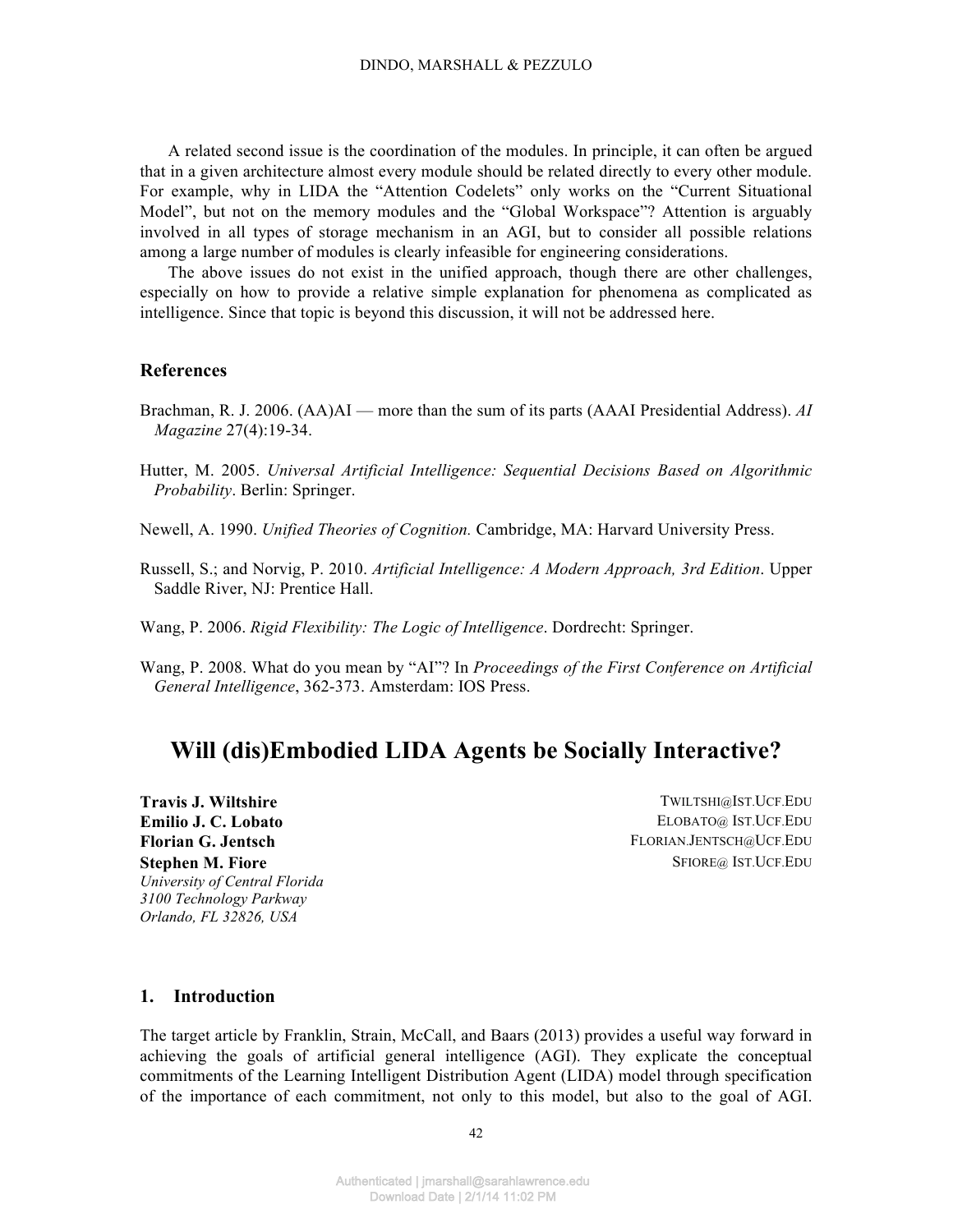A related second issue is the coordination of the modules. In principle, it can often be argued that in a given architecture almost every module should be related directly to every other module. For example, why in LIDA the “Attention Codelets” only works on the “Current Situational Model”, but not on the memory modules and the “Global Workspace”? Attention is arguably involved in all types of storage mechanism in an AGI, but to consider all possible relations among a large number of modules is clearly infeasible for engineering considerations.

The above issues do not exist in the unified approach, though there are other challenges, especially on how to provide a relative simple explanation for phenomena as complicated as intelligence. Since that topic is beyond this discussion, it will not be addressed here.

### References

Brachman, R. J. 2006. (AA)AI — more than the sum of its parts (AAAI Presidential Address). *AI Magazine* 27(4):19-34.

Hutter, M. 2005. *Universal Artificial Intelligence: Sequential Decisions Based on Algorithmic Probability*. Berlin: Springer.

Newell, A. 1990. *Unified Theories of Cognition.* Cambridge, MA: Harvard University Press.

Russell, S.; and Norvig, P. 2010. *Artificial Intelligence: A Modern Approach, 3rd Edition*. Upper Saddle River, NJ: Prentice Hall.

Wang, P. 2006. *Rigid Flexibility: The Logic of Intelligence*. Dordrecht: Springer.

Wang, P. 2008. What do you mean by “AI”? In *Proceedings of the First Conference on Artificial General Intelligence*, 362-373. Amsterdam: IOS Press.

# Will (dis)Embodied LIDA Agents be Socially Interactive?

**Travis J. Wiltshire** TWILTSHI@IST.UCF.EDU
**Emilio J. C. Lobato** ELOBATO@IST.UCF.EDU
**Florian G. Jentsch** FLORIAN.JENTSCH@UCF.EDU
**Stephen M. Fiore** SFIORE@IST.UCF.EDU
*University of Central Florida*
*3100 Technology Parkway*
*Orlando, FL 32826, USA*

## 1. Introduction

The target article by Franklin, Strain, McCall, and Baars (2013) provides a useful way forward in achieving the goals of artificial general intelligence (AGI). They explicate the conceptual commitments of the Learning Intelligent Distribution Agent (LIDA) model through specification of the importance of each commitment, not only to this model, but also to the goal of AGI.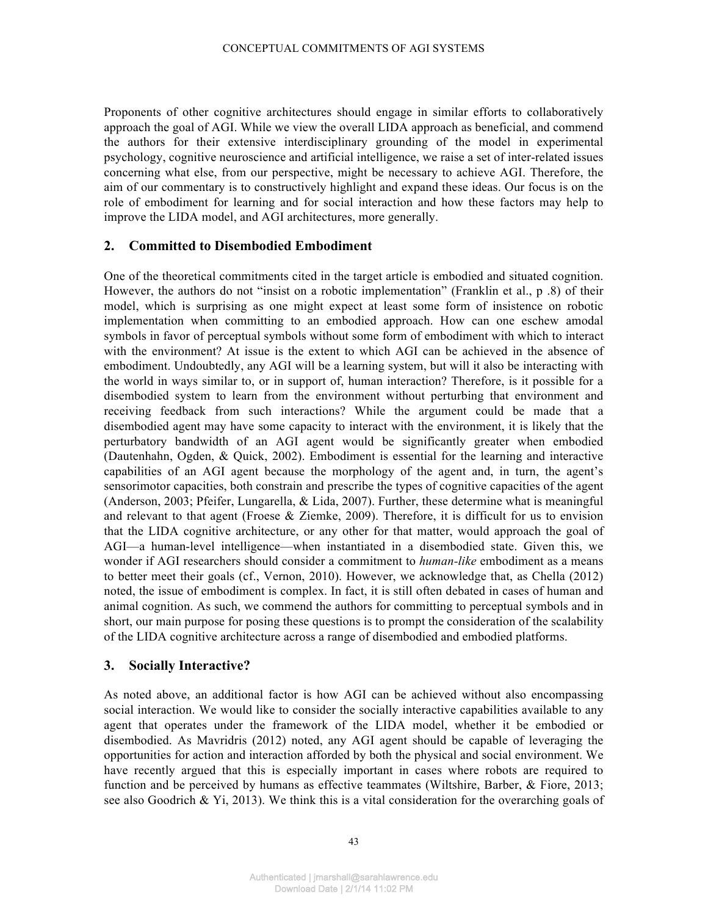Proponents of other cognitive architectures should engage in similar efforts to collaboratively approach the goal of AGI. While we view the overall LIDA approach as beneficial, and commend the authors for their extensive interdisciplinary grounding of the model in experimental psychology, cognitive neuroscience and artificial intelligence, we raise a set of inter-related issues concerning what else, from our perspective, might be necessary to achieve AGI. Therefore, the aim of our commentary is to constructively highlight and expand these ideas. Our focus is on the role of embodiment for learning and for social interaction and how these factors may help to improve the LIDA model, and AGI architectures, more generally.

## 2. Committed to Disembodied Embodiment

One of the theoretical commitments cited in the target article is embodied and situated cognition. However, the authors do not "insist on a robotic implementation" (Franklin et al., p .8) of their model, which is surprising as one might expect at least some form of insistence on robotic implementation when committing to an embodied approach. How can one eschew amodal symbols in favor of perceptual symbols without some form of embodiment with which to interact with the environment? At issue is the extent to which AGI can be achieved in the absence of embodiment. Undoubtedly, any AGI will be a learning system, but will it also be interacting with the world in ways similar to, or in support of, human interaction? Therefore, is it possible for a disembodied system to learn from the environment without perturbing that environment and receiving feedback from such interactions? While the argument could be made that a disembodied agent may have some capacity to interact with the environment, it is likely that the perturbatory bandwidth of an AGI agent would be significantly greater when embodied (Dautenhahn, Ogden, & Quick, 2002). Embodiment is essential for the learning and interactive capabilities of an AGI agent because the morphology of the agent and, in turn, the agent's sensorimotor capacities, both constrain and prescribe the types of cognitive capacities of the agent (Anderson, 2003; Pfeifer, Lungarella, & Lida, 2007). Further, these determine what is meaningful and relevant to that agent (Froese & Ziemke, 2009). Therefore, it is difficult for us to envision that the LIDA cognitive architecture, or any other for that matter, would approach the goal of AGI—a human-level intelligence—when instantiated in a disembodied state. Given this, we wonder if AGI researchers should consider a commitment to *human-like* embodiment as a means to better meet their goals (cf., Vernon, 2010). However, we acknowledge that, as Chella (2012) noted, the issue of embodiment is complex. In fact, it is still often debated in cases of human and animal cognition. As such, we commend the authors for committing to perceptual symbols and in short, our main purpose for posing these questions is to prompt the consideration of the scalability of the LIDA cognitive architecture across a range of disembodied and embodied platforms.

## 3. Socially Interactive?

As noted above, an additional factor is how AGI can be achieved without also encompassing social interaction. We would like to consider the socially interactive capabilities available to any agent that operates under the framework of the LIDA model, whether it be embodied or disembodied. As Mavridris (2012) noted, any AGI agent should be capable of leveraging the opportunities for action and interaction afforded by both the physical and social environment. We have recently argued that this is especially important in cases where robots are required to function and be perceived by humans as effective teammates (Wiltshire, Barber, & Fiore, 2013; see also Goodrich & Yi, 2013). We think this is a vital consideration for the overarching goals of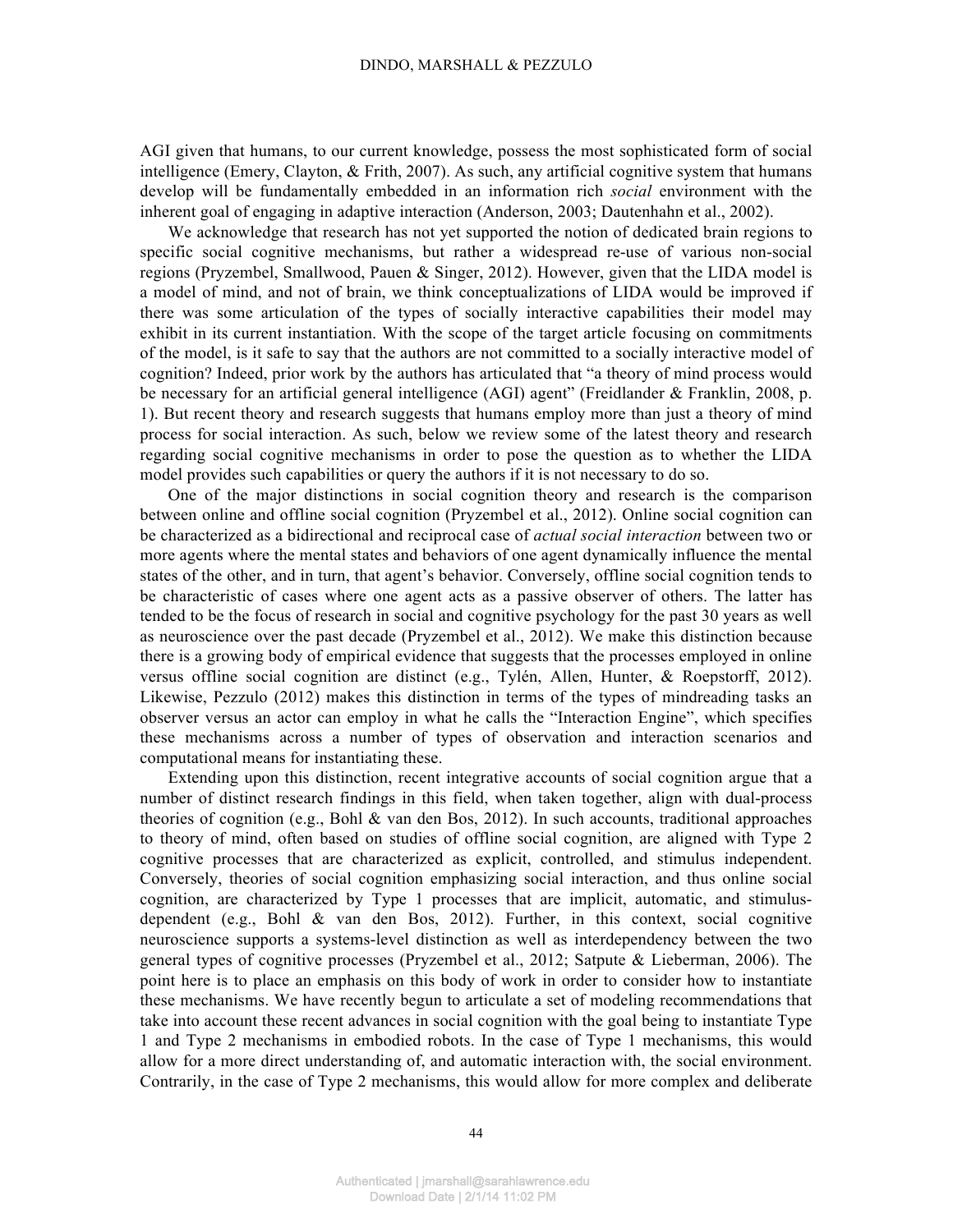AGI given that humans, to our current knowledge, possess the most sophisticated form of social intelligence (Emery, Clayton, & Frith, 2007). As such, any artificial cognitive system that humans develop will be fundamentally embedded in an information rich *social* environment with the inherent goal of engaging in adaptive interaction (Anderson, 2003; Dautenhahn et al., 2002).

We acknowledge that research has not yet supported the notion of dedicated brain regions to specific social cognitive mechanisms, but rather a widespread re-use of various non-social regions (Pryzembel, Smallwood, Pauen & Singer, 2012). However, given that the LIDA model is a model of mind, and not of brain, we think conceptualizations of LIDA would be improved if there was some articulation of the types of socially interactive capabilities their model may exhibit in its current instantiation. With the scope of the target article focusing on commitments of the model, is it safe to say that the authors are not committed to a socially interactive model of cognition? Indeed, prior work by the authors has articulated that "a theory of mind process would be necessary for an artificial general intelligence (AGI) agent" (Freidlander & Franklin, 2008, p. 1). But recent theory and research suggests that humans employ more than just a theory of mind process for social interaction. As such, below we review some of the latest theory and research regarding social cognitive mechanisms in order to pose the question as to whether the LIDA model provides such capabilities or query the authors if it is not necessary to do so.

One of the major distinctions in social cognition theory and research is the comparison between online and offline social cognition (Pryzembel et al., 2012). Online social cognition can be characterized as a bidirectional and reciprocal case of *actual social interaction* between two or more agents where the mental states and behaviors of one agent dynamically influence the mental states of the other, and in turn, that agent's behavior. Conversely, offline social cognition tends to be characteristic of cases where one agent acts as a passive observer of others. The latter has tended to be the focus of research in social and cognitive psychology for the past 30 years as well as neuroscience over the past decade (Pryzembel et al., 2012). We make this distinction because there is a growing body of empirical evidence that suggests that the processes employed in online versus offline social cognition are distinct (e.g., Tylén, Allen, Hunter, & Roepstorff, 2012). Likewise, Pezzulo (2012) makes this distinction in terms of the types of mindreading tasks an observer versus an actor can employ in what he calls the "Interaction Engine", which specifies these mechanisms across a number of types of observation and interaction scenarios and computational means for instantiating these.

Extending upon this distinction, recent integrative accounts of social cognition argue that a number of distinct research findings in this field, when taken together, align with dual-process theories of cognition (e.g., Bohl & van den Bos, 2012). In such accounts, traditional approaches to theory of mind, often based on studies of offline social cognition, are aligned with Type 2 cognitive processes that are characterized as explicit, controlled, and stimulus independent. Conversely, theories of social cognition emphasizing social interaction, and thus online social cognition, are characterized by Type 1 processes that are implicit, automatic, and stimulus-dependent (e.g., Bohl & van den Bos, 2012). Further, in this context, social cognitive neuroscience supports a systems-level distinction as well as interdependency between the two general types of cognitive processes (Pryzembel et al., 2012; Satpute & Lieberman, 2006). The point here is to place an emphasis on this body of work in order to consider how to instantiate these mechanisms. We have recently begun to articulate a set of modeling recommendations that take into account these recent advances in social cognition with the goal being to instantiate Type 1 and Type 2 mechanisms in embodied robots. In the case of Type 1 mechanisms, this would allow for a more direct understanding of, and automatic interaction with, the social environment. Contrarily, in the case of Type 2 mechanisms, this would allow for more complex and deliberate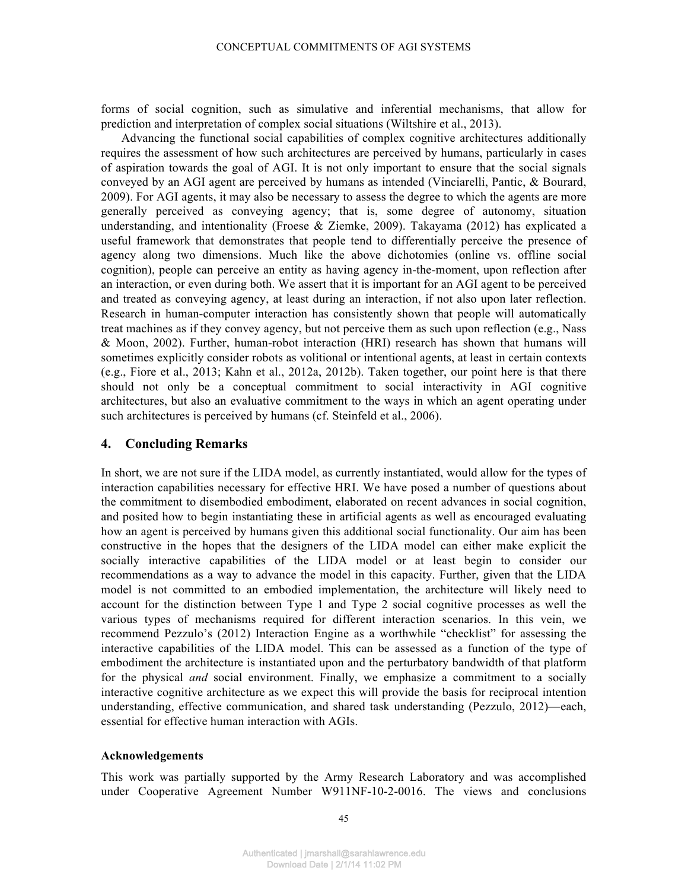forms of social cognition, such as simulative and inferential mechanisms, that allow for prediction and interpretation of complex social situations (Wiltshire et al., 2013).

Advancing the functional social capabilities of complex cognitive architectures additionally requires the assessment of how such architectures are perceived by humans, particularly in cases of aspiration towards the goal of AGI. It is not only important to ensure that the social signals conveyed by an AGI agent are perceived by humans as intended (Vinciarelli, Pantic, & Bourard, 2009). For AGI agents, it may also be necessary to assess the degree to which the agents are more generally perceived as conveying agency; that is, some degree of autonomy, situation understanding, and intentionality (Froese & Ziemke, 2009). Takayama (2012) has explicated a useful framework that demonstrates that people tend to differentially perceive the presence of agency along two dimensions. Much like the above dichotomies (online vs. offline social cognition), people can perceive an entity as having agency in-the-moment, upon reflection after an interaction, or even during both. We assert that it is important for an AGI agent to be perceived and treated as conveying agency, at least during an interaction, if not also upon later reflection. Research in human-computer interaction has consistently shown that people will automatically treat machines as if they convey agency, but not perceive them as such upon reflection (e.g., Nass & Moon, 2002). Further, human-robot interaction (HRI) research has shown that humans will sometimes explicitly consider robots as volitional or intentional agents, at least in certain contexts (e.g., Fiore et al., 2013; Kahn et al., 2012a, 2012b). Taken together, our point here is that there should not only be a conceptual commitment to social interactivity in AGI cognitive architectures, but also an evaluative commitment to the ways in which an agent operating under such architectures is perceived by humans (cf. Steinfeld et al., 2006).

## 4. Concluding Remarks

In short, we are not sure if the LIDA model, as currently instantiated, would allow for the types of interaction capabilities necessary for effective HRI. We have posed a number of questions about the commitment to disembodied embodiment, elaborated on recent advances in social cognition, and posited how to begin instantiating these in artificial agents as well as encouraged evaluating how an agent is perceived by humans given this additional social functionality. Our aim has been constructive in the hopes that the designers of the LIDA model can either make explicit the socially interactive capabilities of the LIDA model or at least begin to consider our recommendations as a way to advance the model in this capacity. Further, given that the LIDA model is not committed to an embodied implementation, the architecture will likely need to account for the distinction between Type 1 and Type 2 social cognitive processes as well the various types of mechanisms required for different interaction scenarios. In this vein, we recommend Pezzulo's (2012) Interaction Engine as a worthwhile "checklist" for assessing the interactive capabilities of the LIDA model. This can be assessed as a function of the type of embodiment the architecture is instantiated upon and the perturbatory bandwidth of that platform for the physical *and* social environment. Finally, we emphasize a commitment to a socially interactive cognitive architecture as we expect this will provide the basis for reciprocal intention understanding, effective communication, and shared task understanding (Pezzulo, 2012)—each, essential for effective human interaction with AGIs.

### Acknowledgements

This work was partially supported by the Army Research Laboratory and was accomplished under Cooperative Agreement Number W911NF-10-2-0016. The views and conclusions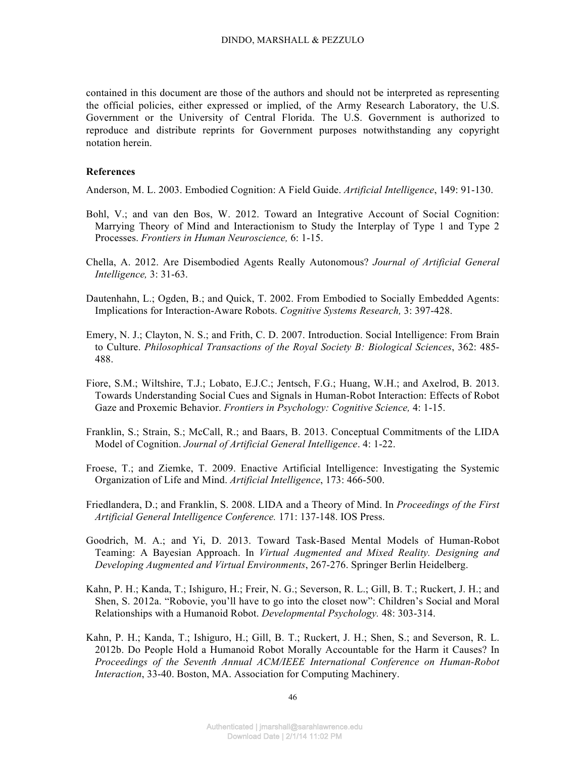contained in this document are those of the authors and should not be interpreted as representing the official policies, either expressed or implied, of the Army Research Laboratory, the U.S. Government or the University of Central Florida. The U.S. Government is authorized to reproduce and distribute reprints for Government purposes notwithstanding any copyright notation herein.

**References**

Anderson, M. L. 2003. Embodied Cognition: A Field Guide. *Artificial Intelligence*, 149: 91-130.

Bohl, V.; and van den Bos, W. 2012. Toward an Integrative Account of Social Cognition: Marrying Theory of Mind and Interactionism to Study the Interplay of Type 1 and Type 2 Processes. *Frontiers in Human Neuroscience,* 6: 1-15.

Chella, A. 2012. Are Disembodied Agents Really Autonomous? *Journal of Artificial General Intelligence,* 3: 31-63.

Dautenhahn, L.; Ogden, B.; and Quick, T. 2002. From Embodied to Socially Embedded Agents: Implications for Interaction-Aware Robots. *Cognitive Systems Research,* 3: 397-428.

Emery, N. J.; Clayton, N. S.; and Frith, C. D. 2007. Introduction. Social Intelligence: From Brain to Culture. *Philosophical Transactions of the Royal Society B: Biological Sciences*, 362: 485-488.

Fiore, S.M.; Wiltshire, T.J.; Lobato, E.J.C.; Jentsch, F.G.; Huang, W.H.; and Axelrod, B. 2013. Towards Understanding Social Cues and Signals in Human-Robot Interaction: Effects of Robot Gaze and Proxemic Behavior. *Frontiers in Psychology: Cognitive Science,* 4: 1-15.

Franklin, S.; Strain, S.; McCall, R.; and Baars, B. 2013. Conceptual Commitments of the LIDA Model of Cognition. *Journal of Artificial General Intelligence*. 4: 1-22.

Froese, T.; and Ziemke, T. 2009. Enactive Artificial Intelligence: Investigating the Systemic Organization of Life and Mind. *Artificial Intelligence*, 173: 466-500.

Friedlandera, D.; and Franklin, S. 2008. LIDA and a Theory of Mind. In *Proceedings of the First Artificial General Intelligence Conference.* 171: 137-148. IOS Press.

Goodrich, M. A.; and Yi, D. 2013. Toward Task-Based Mental Models of Human-Robot Teaming: A Bayesian Approach. In *Virtual Augmented and Mixed Reality. Designing and Developing Augmented and Virtual Environments*, 267-276. Springer Berlin Heidelberg.

Kahn, P. H.; Kanda, T.; Ishiguro, H.; Freir, N. G.; Severson, R. L.; Gill, B. T.; Ruckert, J. H.; and Shen, S. 2012a. "Robovie, you'll have to go into the closet now": Children's Social and Moral Relationships with a Humanoid Robot. *Developmental Psychology.* 48: 303-314.

Kahn, P. H.; Kanda, T.; Ishiguro, H.; Gill, B. T.; Ruckert, J. H.; Shen, S.; and Severson, R. L. 2012b. Do People Hold a Humanoid Robot Morally Accountable for the Harm it Causes? In *Proceedings of the Seventh Annual ACM/IEEE International Conference on Human-Robot Interaction*, 33-40. Boston, MA. Association for Computing Machinery.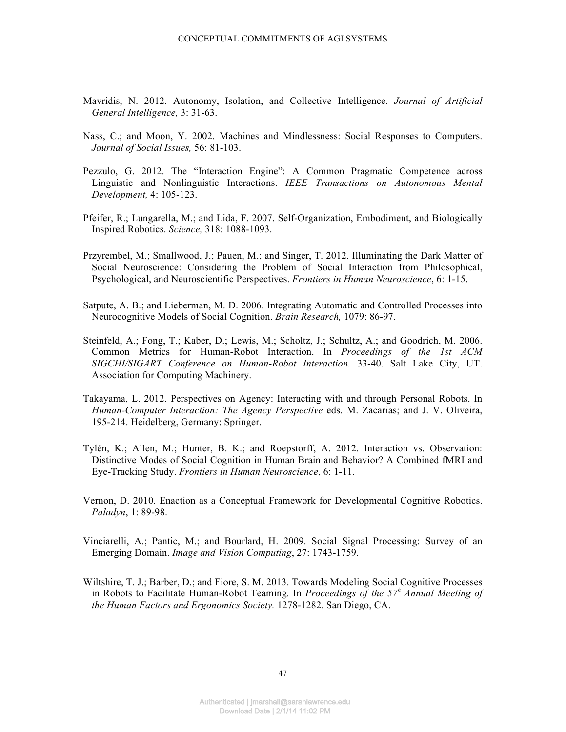Mavridis, N. 2012. Autonomy, Isolation, and Collective Intelligence. *Journal of Artificial General Intelligence,* 3: 31-63.

Nass, C.; and Moon, Y. 2002. Machines and Mindlessness: Social Responses to Computers. *Journal of Social Issues,* 56: 81-103.

Pezzulo, G. 2012. The "Interaction Engine": A Common Pragmatic Competence across Linguistic and Nonlinguistic Interactions. *IEEE Transactions on Autonomous Mental Development,* 4: 105-123.

Pfeifer, R.; Lungarella, M.; and Lida, F. 2007. Self-Organization, Embodiment, and Biologically Inspired Robotics. *Science,* 318: 1088-1093.

Przyrembel, M.; Smallwood, J.; Pauen, M.; and Singer, T. 2012. Illuminating the Dark Matter of Social Neuroscience: Considering the Problem of Social Interaction from Philosophical, Psychological, and Neuroscientific Perspectives. *Frontiers in Human Neuroscience*, 6: 1-15.

Satpute, A. B.; and Lieberman, M. D. 2006. Integrating Automatic and Controlled Processes into Neurocognitive Models of Social Cognition. *Brain Research,* 1079: 86-97.

Steinfeld, A.; Fong, T.; Kaber, D.; Lewis, M.; Scholtz, J.; Schultz, A.; and Goodrich, M. 2006. Common Metrics for Human-Robot Interaction. In *Proceedings of the 1st ACM SIGCHI/SIGART Conference on Human-Robot Interaction.* 33-40. Salt Lake City, UT. Association for Computing Machinery.

Takayama, L. 2012. Perspectives on Agency: Interacting with and through Personal Robots. In *Human-Computer Interaction: The Agency Perspective* eds. M. Zacarias; and J. V. Oliveira, 195-214. Heidelberg, Germany: Springer.

Tylén, K.; Allen, M.; Hunter, B. K.; and Roepstorff, A. 2012. Interaction vs. Observation: Distinctive Modes of Social Cognition in Human Brain and Behavior? A Combined fMRI and Eye-Tracking Study. *Frontiers in Human Neuroscience*, 6: 1-11.

Vernon, D. 2010. Enaction as a Conceptual Framework for Developmental Cognitive Robotics. *Paladyn*, 1: 89-98.

Vinciarelli, A.; Pantic, M.; and Bourlard, H. 2009. Social Signal Processing: Survey of an Emerging Domain. *Image and Vision Computing*, 27: 1743-1759.

Wiltshire, T. J.; Barber, D.; and Fiore, S. M. 2013. Towards Modeling Social Cognitive Processes in Robots to Facilitate Human-Robot Teaming. In *Proceedings of the 57h Annual Meeting of the Human Factors and Ergonomics Society.* 1278-1282. San Diego, CA.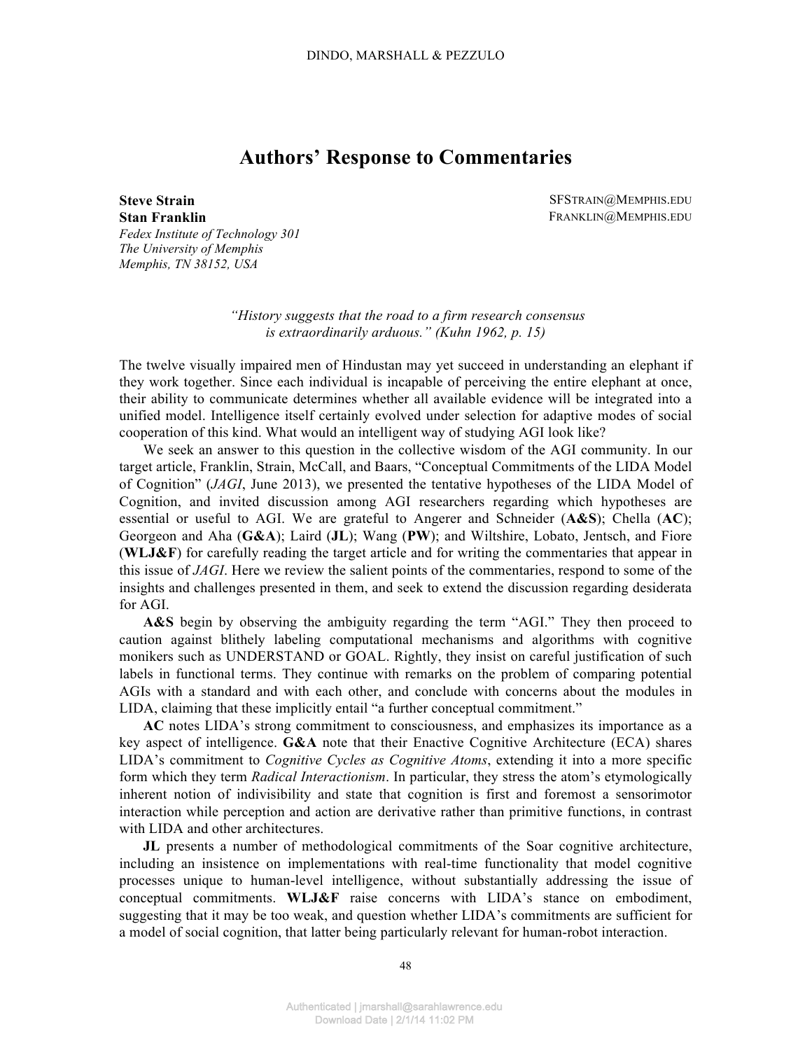# Authors' Response to Commentaries

**Steve Strain** SFSTRAIN@MEMPHIS.EDU
**Stan Franklin** FRANKLIN@MEMPHIS.EDU
*Fedex Institute of Technology 301*
*The University of Memphis*
*Memphis, TN 38152, USA*

*"History suggests that the road to a firm research consensus is extraordinarily arduous." (Kuhn 1962, p. 15)*

The twelve visually impaired men of Hindustan may yet succeed in understanding an elephant if they work together. Since each individual is incapable of perceiving the entire elephant at once, their ability to communicate determines whether all available evidence will be integrated into a unified model. Intelligence itself certainly evolved under selection for adaptive modes of social cooperation of this kind. What would an intelligent way of studying AGI look like?

We seek an answer to this question in the collective wisdom of the AGI community. In our target article, Franklin, Strain, McCall, and Baars, "Conceptual Commitments of the LIDA Model of Cognition" (*JAGI*, June 2013), we presented the tentative hypotheses of the LIDA Model of Cognition, and invited discussion among AGI researchers regarding which hypotheses are essential or useful to AGI. We are grateful to Angerer and Schneider (**A&S**); Chella (**AC**); Georgeon and Aha (**G&A**); Laird (**JL**); Wang (**PW**); and Wiltshire, Lobato, Jentsch, and Fiore (**WLJ&F**) for carefully reading the target article and for writing the commentaries that appear in this issue of *JAGI*. Here we review the salient points of the commentaries, respond to some of the insights and challenges presented in them, and seek to extend the discussion regarding desiderata for AGI.

**A&S** begin by observing the ambiguity regarding the term "AGI." They then proceed to caution against blithely labeling computational mechanisms and algorithms with cognitive monikers such as UNDERSTAND or GOAL. Rightly, they insist on careful justification of such labels in functional terms. They continue with remarks on the problem of comparing potential AGIs with a standard and with each other, and conclude with concerns about the modules in LIDA, claiming that these implicitly entail "a further conceptual commitment."

**AC** notes LIDA's strong commitment to consciousness, and emphasizes its importance as a key aspect of intelligence. **G&A** note that their Enactive Cognitive Architecture (ECA) shares LIDA's commitment to *Cognitive Cycles as Cognitive Atoms*, extending it into a more specific form which they term *Radical Interactionism*. In particular, they stress the atom's etymologically inherent notion of indivisibility and state that cognition is first and foremost a sensorimotor interaction while perception and action are derivative rather than primitive functions, in contrast with LIDA and other architectures.

**JL** presents a number of methodological commitments of the Soar cognitive architecture, including an insistence on implementations with real-time functionality that model cognitive processes unique to human-level intelligence, without substantially addressing the issue of conceptual commitments. **WLJ&F** raise concerns with LIDA's stance on embodiment, suggesting that it may be too weak, and question whether LIDA's commitments are sufficient for a model of social cognition, that latter being particularly relevant for human-robot interaction.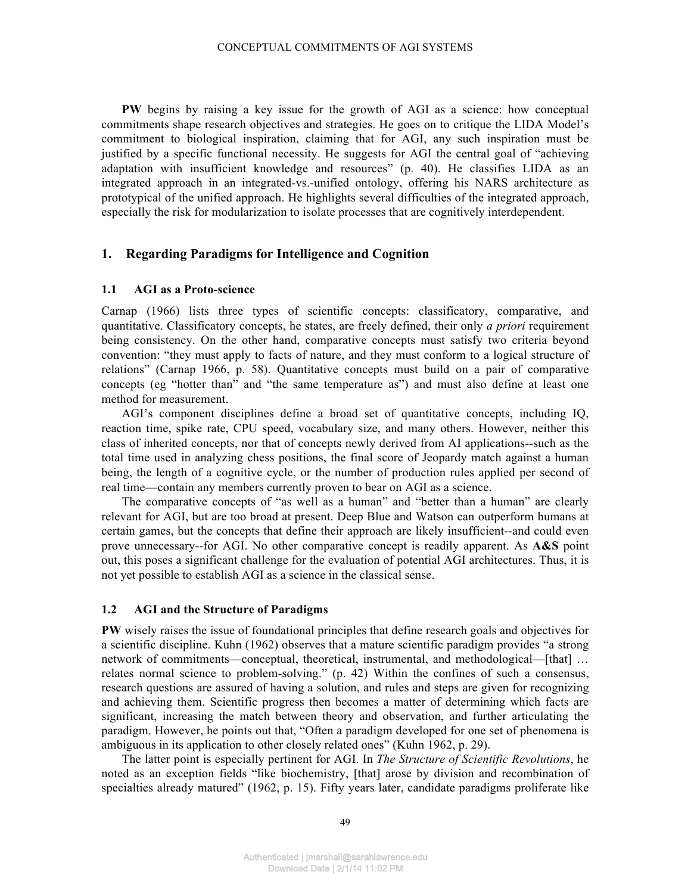**PW** begins by raising a key issue for the growth of AGI as a science: how conceptual commitments shape research objectives and strategies. He goes on to critique the LIDA Model's commitment to biological inspiration, claiming that for AGI, any such inspiration must be justified by a specific functional necessity. He suggests for AGI the central goal of "achieving adaptation with insufficient knowledge and resources" (p. 40). He classifies LIDA as an integrated approach in an integrated-vs.-unified ontology, offering his NARS architecture as prototypical of the unified approach. He highlights several difficulties of the integrated approach, especially the risk for modularization to isolate processes that are cognitively interdependent.

## 1. Regarding Paradigms for Intelligence and Cognition

### 1.1 AGI as a Proto-science

Carnap (1966) lists three types of scientific concepts: classificatory, comparative, and quantitative. Classificatory concepts, he states, are freely defined, their only *a priori* requirement being consistency. On the other hand, comparative concepts must satisfy two criteria beyond convention: "they must apply to facts of nature, and they must conform to a logical structure of relations" (Carnap 1966, p. 58). Quantitative concepts must build on a pair of comparative concepts (eg "hotter than" and "the same temperature as") and must also define at least one method for measurement.

AGI's component disciplines define a broad set of quantitative concepts, including IQ, reaction time, spike rate, CPU speed, vocabulary size, and many others. However, neither this class of inherited concepts, nor that of concepts newly derived from AI applications--such as the total time used in analyzing chess positions, the final score of Jeopardy match against a human being, the length of a cognitive cycle, or the number of production rules applied per second of real time—contain any members currently proven to bear on AGI as a science.

The comparative concepts of "as well as a human" and "better than a human" are clearly relevant for AGI, but are too broad at present. Deep Blue and Watson can outperform humans at certain games, but the concepts that define their approach are likely insufficient--and could even prove unnecessary--for AGI. No other comparative concept is readily apparent. As **A&S** point out, this poses a significant challenge for the evaluation of potential AGI architectures. Thus, it is not yet possible to establish AGI as a science in the classical sense.

### 1.2 AGI and the Structure of Paradigms

**PW** wisely raises the issue of foundational principles that define research goals and objectives for a scientific discipline. Kuhn (1962) observes that a mature scientific paradigm provides "a strong network of commitments—conceptual, theoretical, instrumental, and methodological—[that] … relates normal science to problem-solving." (p. 42) Within the confines of such a consensus, research questions are assured of having a solution, and rules and steps are given for recognizing and achieving them. Scientific progress then becomes a matter of determining which facts are significant, increasing the match between theory and observation, and further articulating the paradigm. However, he points out that, "Often a paradigm developed for one set of phenomena is ambiguous in its application to other closely related ones" (Kuhn 1962, p. 29).

The latter point is especially pertinent for AGI. In *The Structure of Scientific Revolutions*, he noted as an exception fields "like biochemistry, [that] arose by division and recombination of specialties already matured" (1962, p. 15). Fifty years later, candidate paradigms proliferate like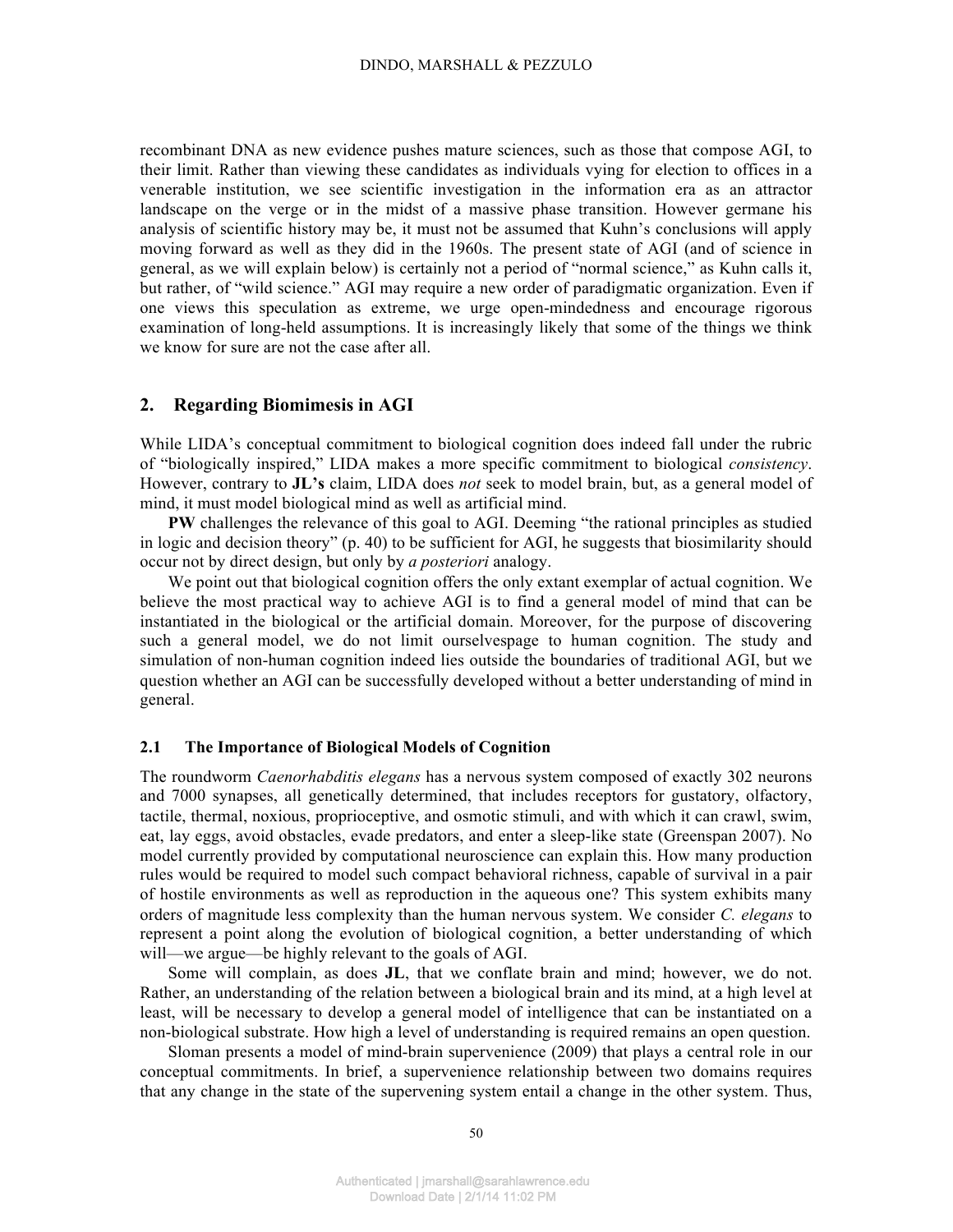recombinant DNA as new evidence pushes mature sciences, such as those that compose AGI, to their limit. Rather than viewing these candidates as individuals vying for election to offices in a venerable institution, we see scientific investigation in the information era as an attractor landscape on the verge or in the midst of a massive phase transition. However germane his analysis of scientific history may be, it must not be assumed that Kuhn's conclusions will apply moving forward as well as they did in the 1960s. The present state of AGI (and of science in general, as we will explain below) is certainly not a period of "normal science," as Kuhn calls it, but rather, of "wild science." AGI may require a new order of paradigmatic organization. Even if one views this speculation as extreme, we urge open-mindedness and encourage rigorous examination of long-held assumptions. It is increasingly likely that some of the things we think we know for sure are not the case after all.

## 2. Regarding Biomimesis in AGI

While LIDA's conceptual commitment to biological cognition does indeed fall under the rubric of "biologically inspired," LIDA makes a more specific commitment to biological *consistency*. However, contrary to **JL's** claim, LIDA does *not* seek to model brain, but, as a general model of mind, it must model biological mind as well as artificial mind.

**PW** challenges the relevance of this goal to AGI. Deeming "the rational principles as studied in logic and decision theory" (p. 40) to be sufficient for AGI, he suggests that biosimilarity should occur not by direct design, but only by *a posteriori* analogy.

We point out that biological cognition offers the only extant exemplar of actual cognition. We believe the most practical way to achieve AGI is to find a general model of mind that can be instantiated in the biological or the artificial domain. Moreover, for the purpose of discovering such a general model, we do not limit ourselvespage to human cognition. The study and simulation of non-human cognition indeed lies outside the boundaries of traditional AGI, but we question whether an AGI can be successfully developed without a better understanding of mind in general.

### 2.1 The Importance of Biological Models of Cognition

The roundworm *Caenorhabditis elegans* has a nervous system composed of exactly 302 neurons and 7000 synapses, all genetically determined, that includes receptors for gustatory, olfactory, tactile, thermal, noxious, proprioceptive, and osmotic stimuli, and with which it can crawl, swim, eat, lay eggs, avoid obstacles, evade predators, and enter a sleep-like state (Greenspan 2007). No model currently provided by computational neuroscience can explain this. How many production rules would be required to model such compact behavioral richness, capable of survival in a pair of hostile environments as well as reproduction in the aqueous one? This system exhibits many orders of magnitude less complexity than the human nervous system. We consider *C. elegans* to represent a point along the evolution of biological cognition, a better understanding of which will—we argue—be highly relevant to the goals of AGI.

Some will complain, as does **JL**, that we conflate brain and mind; however, we do not. Rather, an understanding of the relation between a biological brain and its mind, at a high level at least, will be necessary to develop a general model of intelligence that can be instantiated on a non-biological substrate. How high a level of understanding is required remains an open question.

Sloman presents a model of mind-brain supervenience (2009) that plays a central role in our conceptual commitments. In brief, a supervenience relationship between two domains requires that any change in the state of the supervening system entail a change in the other system. Thus,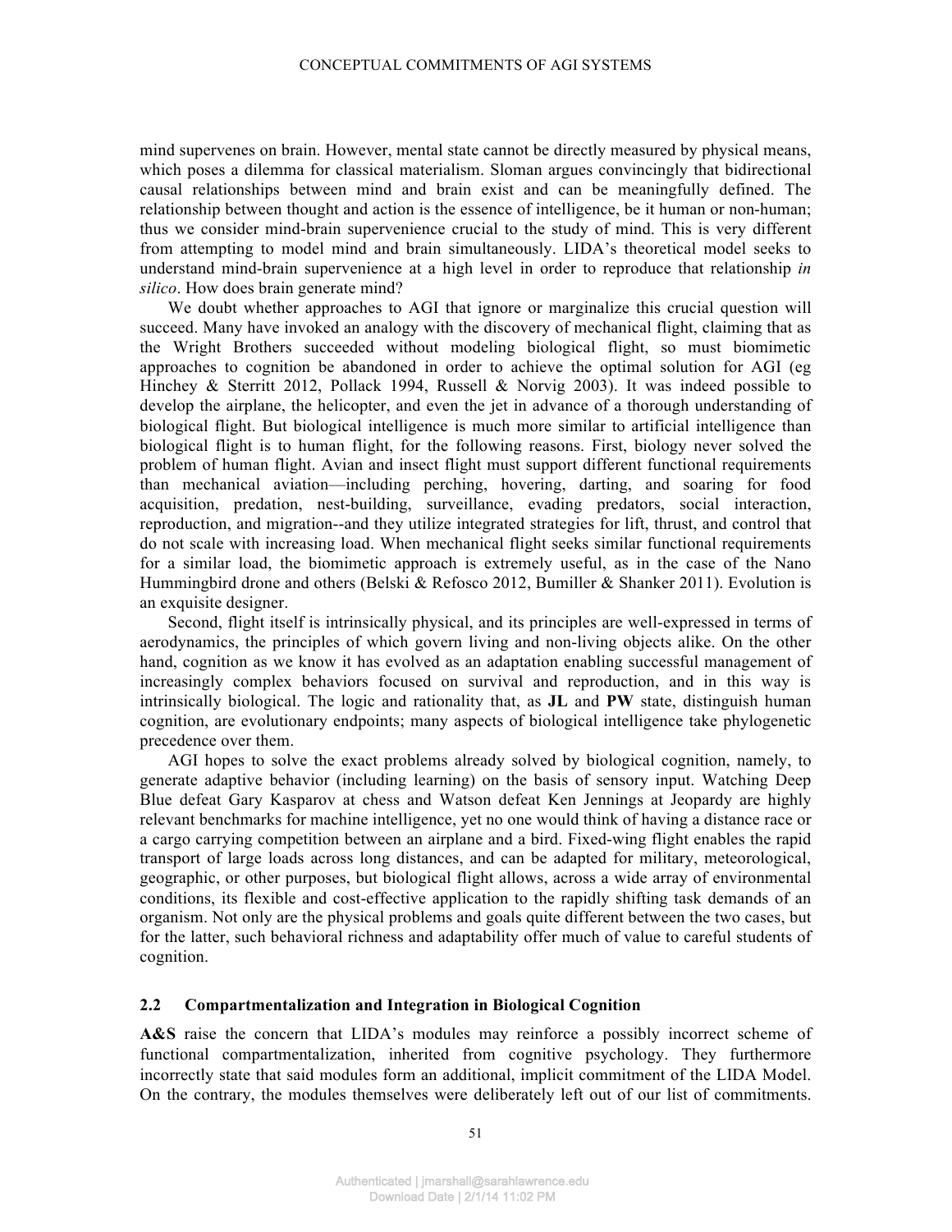mind supervenes on brain. However, mental state cannot be directly measured by physical means, which poses a dilemma for classical materialism. Sloman argues convincingly that bidirectional causal relationships between mind and brain exist and can be meaningfully defined. The relationship between thought and action is the essence of intelligence, be it human or non-human; thus we consider mind-brain supervenience crucial to the study of mind. This is very different from attempting to model mind and brain simultaneously. LIDA's theoretical model seeks to understand mind-brain supervenience at a high level in order to reproduce that relationship *in silico*. How does brain generate mind?

We doubt whether approaches to AGI that ignore or marginalize this crucial question will succeed. Many have invoked an analogy with the discovery of mechanical flight, claiming that as the Wright Brothers succeeded without modeling biological flight, so must biomimetic approaches to cognition be abandoned in order to achieve the optimal solution for AGI (eg Hinchey & Sterritt 2012, Pollack 1994, Russell & Norvig 2003). It was indeed possible to develop the airplane, the helicopter, and even the jet in advance of a thorough understanding of biological flight. But biological intelligence is much more similar to artificial intelligence than biological flight is to human flight, for the following reasons. First, biology never solved the problem of human flight. Avian and insect flight must support different functional requirements than mechanical aviation—including perching, hovering, darting, and soaring for food acquisition, predation, nest-building, surveillance, evading predators, social interaction, reproduction, and migration--and they utilize integrated strategies for lift, thrust, and control that do not scale with increasing load. When mechanical flight seeks similar functional requirements for a similar load, the biomimetic approach is extremely useful, as in the case of the Nano Hummingbird drone and others (Belski & Refosco 2012, Bumiller & Shanker 2011). Evolution is an exquisite designer.

Second, flight itself is intrinsically physical, and its principles are well-expressed in terms of aerodynamics, the principles of which govern living and non-living objects alike. On the other hand, cognition as we know it has evolved as an adaptation enabling successful management of increasingly complex behaviors focused on survival and reproduction, and in this way is intrinsically biological. The logic and rationality that, as **JL** and **PW** state, distinguish human cognition, are evolutionary endpoints; many aspects of biological intelligence take phylogenetic precedence over them.

AGI hopes to solve the exact problems already solved by biological cognition, namely, to generate adaptive behavior (including learning) on the basis of sensory input. Watching Deep Blue defeat Gary Kasparov at chess and Watson defeat Ken Jennings at Jeopardy are highly relevant benchmarks for machine intelligence, yet no one would think of having a distance race or a cargo carrying competition between an airplane and a bird. Fixed-wing flight enables the rapid transport of large loads across long distances, and can be adapted for military, meteorological, geographic, or other purposes, but biological flight allows, across a wide array of environmental conditions, its flexible and cost-effective application to the rapidly shifting task demands of an organism. Not only are the physical problems and goals quite different between the two cases, but for the latter, such behavioral richness and adaptability offer much of value to careful students of cognition.

## 2.2 Compartmentalization and Integration in Biological Cognition

**A&S** raise the concern that LIDA's modules may reinforce a possibly incorrect scheme of functional compartmentalization, inherited from cognitive psychology. They furthermore incorrectly state that said modules form an additional, implicit commitment of the LIDA Model. On the contrary, the modules themselves were deliberately left out of our list of commitments.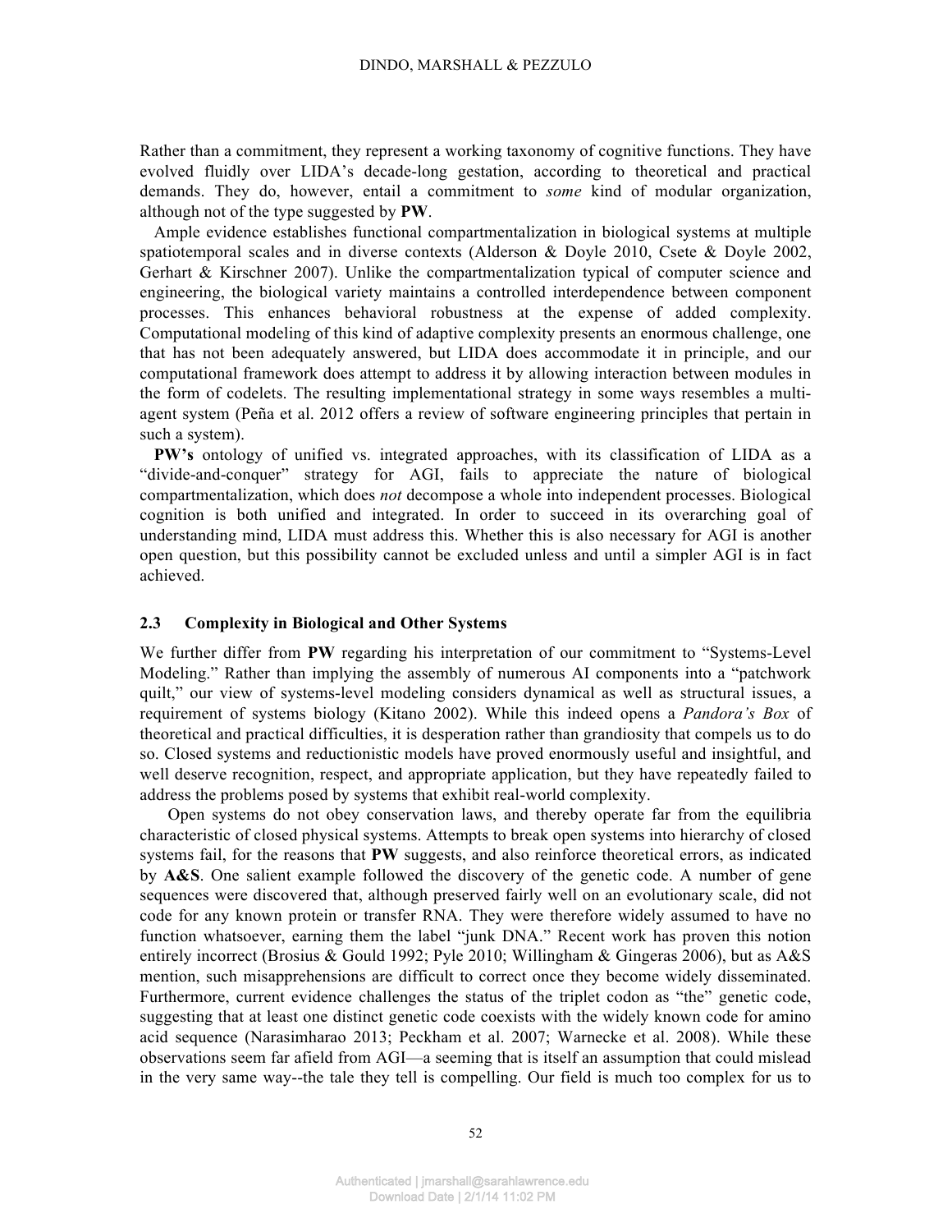Rather than a commitment, they represent a working taxonomy of cognitive functions. They have evolved fluidly over LIDA's decade-long gestation, according to theoretical and practical demands. They do, however, entail a commitment to *some* kind of modular organization, although not of the type suggested by **PW**.

Ample evidence establishes functional compartmentalization in biological systems at multiple spatiotemporal scales and in diverse contexts (Alderson & Doyle 2010, Csete & Doyle 2002, Gerhart & Kirschner 2007). Unlike the compartmentalization typical of computer science and engineering, the biological variety maintains a controlled interdependence between component processes. This enhances behavioral robustness at the expense of added complexity. Computational modeling of this kind of adaptive complexity presents an enormous challenge, one that has not been adequately answered, but LIDA does accommodate it in principle, and our computational framework does attempt to address it by allowing interaction between modules in the form of codelets. The resulting implementational strategy in some ways resembles a multi-agent system (Peña et al. 2012 offers a review of software engineering principles that pertain in such a system).

**PW's** ontology of unified vs. integrated approaches, with its classification of LIDA as a "divide-and-conquer" strategy for AGI, fails to appreciate the nature of biological compartmentalization, which does *not* decompose a whole into independent processes. Biological cognition is both unified and integrated. In order to succeed in its overarching goal of understanding mind, LIDA must address this. Whether this is also necessary for AGI is another open question, but this possibility cannot be excluded unless and until a simpler AGI is in fact achieved.

### 2.3 Complexity in Biological and Other Systems

We further differ from **PW** regarding his interpretation of our commitment to "Systems-Level Modeling." Rather than implying the assembly of numerous AI components into a "patchwork quilt," our view of systems-level modeling considers dynamical as well as structural issues, a requirement of systems biology (Kitano 2002). While this indeed opens a *Pandora's Box* of theoretical and practical difficulties, it is desperation rather than grandiosity that compels us to do so. Closed systems and reductionistic models have proved enormously useful and insightful, and well deserve recognition, respect, and appropriate application, but they have repeatedly failed to address the problems posed by systems that exhibit real-world complexity.

Open systems do not obey conservation laws, and thereby operate far from the equilibria characteristic of closed physical systems. Attempts to break open systems into hierarchy of closed systems fail, for the reasons that **PW** suggests, and also reinforce theoretical errors, as indicated by **A&S**. One salient example followed the discovery of the genetic code. A number of gene sequences were discovered that, although preserved fairly well on an evolutionary scale, did not code for any known protein or transfer RNA. They were therefore widely assumed to have no function whatsoever, earning them the label "junk DNA." Recent work has proven this notion entirely incorrect (Brosius & Gould 1992; Pyle 2010; Willingham & Gingeras 2006), but as A&S mention, such misapprehensions are difficult to correct once they become widely disseminated. Furthermore, current evidence challenges the status of the triplet codon as "the" genetic code, suggesting that at least one distinct genetic code coexists with the widely known code for amino acid sequence (Narasimharao 2013; Peckham et al. 2007; Warnecke et al. 2008). While these observations seem far afield from AGI—a seeming that is itself an assumption that could mislead in the very same way--the tale they tell is compelling. Our field is much too complex for us to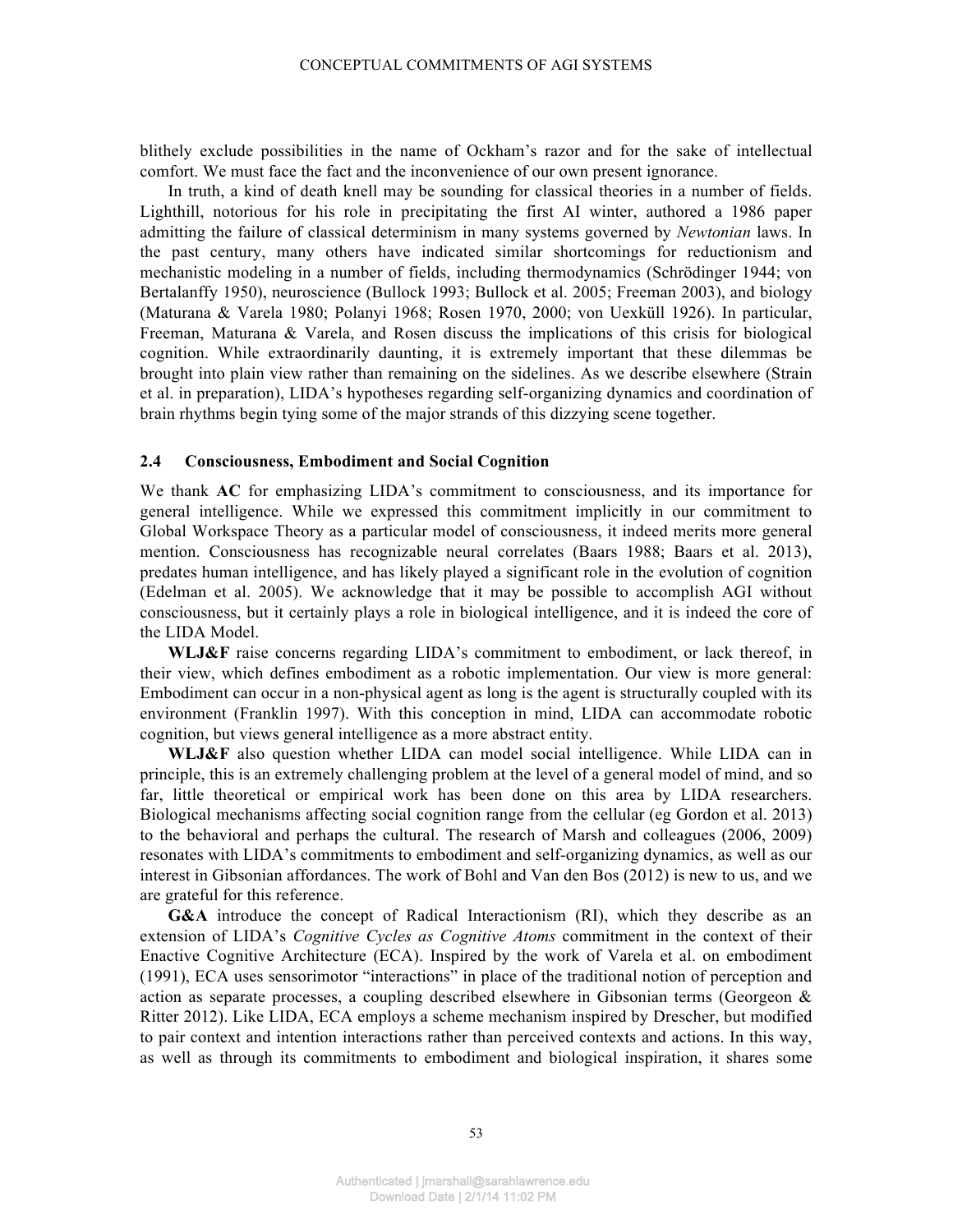blithely exclude possibilities in the name of Ockham's razor and for the sake of intellectual comfort. We must face the fact and the inconvenience of our own present ignorance.

In truth, a kind of death knell may be sounding for classical theories in a number of fields. Lighthill, notorious for his role in precipitating the first AI winter, authored a 1986 paper admitting the failure of classical determinism in many systems governed by *Newtonian* laws. In the past century, many others have indicated similar shortcomings for reductionism and mechanistic modeling in a number of fields, including thermodynamics (Schrödinger 1944; von Bertalanffy 1950), neuroscience (Bullock 1993; Bullock et al. 2005; Freeman 2003), and biology (Maturana & Varela 1980; Polanyi 1968; Rosen 1970, 2000; von Uexküll 1926). In particular, Freeman, Maturana & Varela, and Rosen discuss the implications of this crisis for biological cognition. While extraordinarily daunting, it is extremely important that these dilemmas be brought into plain view rather than remaining on the sidelines. As we describe elsewhere (Strain et al. in preparation), LIDA's hypotheses regarding self-organizing dynamics and coordination of brain rhythms begin tying some of the major strands of this dizzying scene together.

### 2.4 Consciousness, Embodiment and Social Cognition

We thank **AC** for emphasizing LIDA's commitment to consciousness, and its importance for general intelligence. While we expressed this commitment implicitly in our commitment to Global Workspace Theory as a particular model of consciousness, it indeed merits more general mention. Consciousness has recognizable neural correlates (Baars 1988; Baars et al. 2013), predates human intelligence, and has likely played a significant role in the evolution of cognition (Edelman et al. 2005). We acknowledge that it may be possible to accomplish AGI without consciousness, but it certainly plays a role in biological intelligence, and it is indeed the core of the LIDA Model.

**WLJ&F** raise concerns regarding LIDA's commitment to embodiment, or lack thereof, in their view, which defines embodiment as a robotic implementation. Our view is more general: Embodiment can occur in a non-physical agent as long is the agent is structurally coupled with its environment (Franklin 1997). With this conception in mind, LIDA can accommodate robotic cognition, but views general intelligence as a more abstract entity.

**WLJ&F** also question whether LIDA can model social intelligence. While LIDA can in principle, this is an extremely challenging problem at the level of a general model of mind, and so far, little theoretical or empirical work has been done on this area by LIDA researchers. Biological mechanisms affecting social cognition range from the cellular (eg Gordon et al. 2013) to the behavioral and perhaps the cultural. The research of Marsh and colleagues (2006, 2009) resonates with LIDA's commitments to embodiment and self-organizing dynamics, as well as our interest in Gibsonian affordances. The work of Bohl and Van den Bos (2012) is new to us, and we are grateful for this reference.

**G&A** introduce the concept of Radical Interactionism (RI), which they describe as an extension of LIDA's *Cognitive Cycles as Cognitive Atoms* commitment in the context of their Enactive Cognitive Architecture (ECA). Inspired by the work of Varela et al. on embodiment (1991), ECA uses sensorimotor "interactions" in place of the traditional notion of perception and action as separate processes, a coupling described elsewhere in Gibsonian terms (Georgeon & Ritter 2012). Like LIDA, ECA employs a scheme mechanism inspired by Drescher, but modified to pair context and intention interactions rather than perceived contexts and actions. In this way, as well as through its commitments to embodiment and biological inspiration, it shares some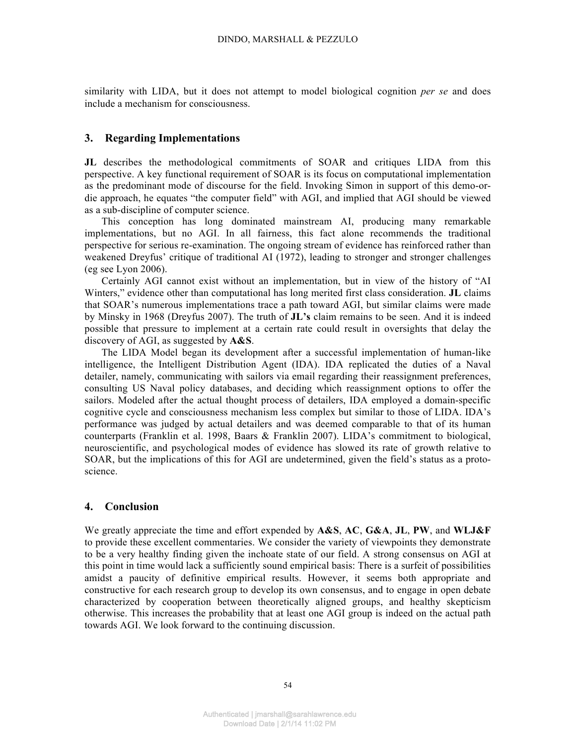similarity with LIDA, but it does not attempt to model biological cognition *per se* and does include a mechanism for consciousness.

## 3. Regarding Implementations

**JL** describes the methodological commitments of SOAR and critiques LIDA from this perspective. A key functional requirement of SOAR is its focus on computational implementation as the predominant mode of discourse for the field. Invoking Simon in support of this demo-or-die approach, he equates "the computer field" with AGI, and implied that AGI should be viewed as a sub-discipline of computer science.

This conception has long dominated mainstream AI, producing many remarkable implementations, but no AGI. In all fairness, this fact alone recommends the traditional perspective for serious re-examination. The ongoing stream of evidence has reinforced rather than weakened Dreyfus' critique of traditional AI (1972), leading to stronger and stronger challenges (eg see Lyon 2006).

Certainly AGI cannot exist without an implementation, but in view of the history of "AI Winters," evidence other than computational has long merited first class consideration. **JL** claims that SOAR's numerous implementations trace a path toward AGI, but similar claims were made by Minsky in 1968 (Dreyfus 2007). The truth of **JL's** claim remains to be seen. And it is indeed possible that pressure to implement at a certain rate could result in oversights that delay the discovery of AGI, as suggested by **A&S**.

The LIDA Model began its development after a successful implementation of human-like intelligence, the Intelligent Distribution Agent (IDA). IDA replicated the duties of a Naval detailer, namely, communicating with sailors via email regarding their reassignment preferences, consulting US Naval policy databases, and deciding which reassignment options to offer the sailors. Modeled after the actual thought process of detailers, IDA employed a domain-specific cognitive cycle and consciousness mechanism less complex but similar to those of LIDA. IDA's performance was judged by actual detailers and was deemed comparable to that of its human counterparts (Franklin et al. 1998, Baars & Franklin 2007). LIDA's commitment to biological, neuroscientific, and psychological modes of evidence has slowed its rate of growth relative to SOAR, but the implications of this for AGI are undetermined, given the field's status as a proto-science.

## 4. Conclusion

We greatly appreciate the time and effort expended by **A&S**, **AC**, **G&A**, **JL**, **PW**, and **WLJ&F** to provide these excellent commentaries. We consider the variety of viewpoints they demonstrate to be a very healthy finding given the inchoate state of our field. A strong consensus on AGI at this point in time would lack a sufficiently sound empirical basis: There is a surfeit of possibilities amidst a paucity of definitive empirical results. However, it seems both appropriate and constructive for each research group to develop its own consensus, and to engage in open debate characterized by cooperation between theoretically aligned groups, and healthy skepticism otherwise. This increases the probability that at least one AGI group is indeed on the actual path towards AGI. We look forward to the continuing discussion.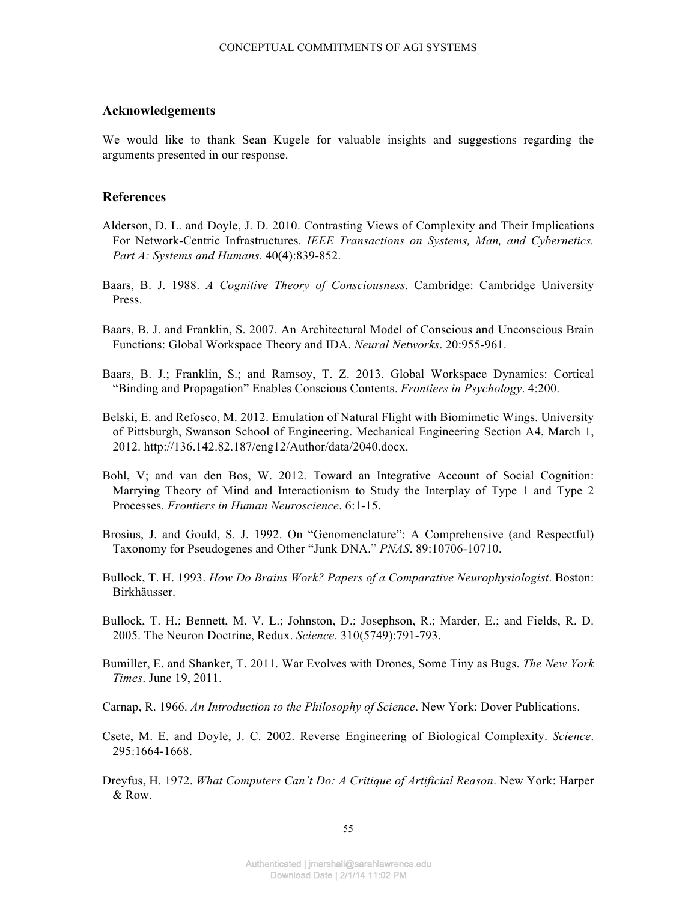## Acknowledgements

We would like to thank Sean Kugele for valuable insights and suggestions regarding the arguments presented in our response.

## References

Alderson, D. L. and Doyle, J. D. 2010. Contrasting Views of Complexity and Their Implications For Network-Centric Infrastructures. *IEEE Transactions on Systems, Man, and Cybernetics. Part A: Systems and Humans*. 40(4):839-852.

Baars, B. J. 1988. *A Cognitive Theory of Consciousness*. Cambridge: Cambridge University Press.

Baars, B. J. and Franklin, S. 2007. An Architectural Model of Conscious and Unconscious Brain Functions: Global Workspace Theory and IDA. *Neural Networks*. 20:955-961.

Baars, B. J.; Franklin, S.; and Ramsoy, T. Z. 2013. Global Workspace Dynamics: Cortical "Binding and Propagation" Enables Conscious Contents. *Frontiers in Psychology*. 4:200.

Belski, E. and Refosco, M. 2012. Emulation of Natural Flight with Biomimetic Wings. University of Pittsburgh, Swanson School of Engineering. Mechanical Engineering Section A4, March 1, 2012. http://136.142.82.187/eng12/Author/data/2040.docx.

Bohl, V; and van den Bos, W. 2012. Toward an Integrative Account of Social Cognition: Marrying Theory of Mind and Interactionism to Study the Interplay of Type 1 and Type 2 Processes. *Frontiers in Human Neuroscience*. 6:1-15.

Brosius, J. and Gould, S. J. 1992. On "Genomenclature": A Comprehensive (and Respectful) Taxonomy for Pseudogenes and Other "Junk DNA." *PNAS*. 89:10706-10710.

Bullock, T. H. 1993. *How Do Brains Work? Papers of a Comparative Neurophysiologist*. Boston: Birkhäusser.

Bullock, T. H.; Bennett, M. V. L.; Johnston, D.; Josephson, R.; Marder, E.; and Fields, R. D. 2005. The Neuron Doctrine, Redux. *Science*. 310(5749):791-793.

Bumiller, E. and Shanker, T. 2011. War Evolves with Drones, Some Tiny as Bugs. *The New York Times*. June 19, 2011.

Carnap, R. 1966. *An Introduction to the Philosophy of Science*. New York: Dover Publications.

Csete, M. E. and Doyle, J. C. 2002. Reverse Engineering of Biological Complexity. *Science*. 295:1664-1668.

Dreyfus, H. 1972. *What Computers Can't Do: A Critique of Artificial Reason*. New York: Harper & Row.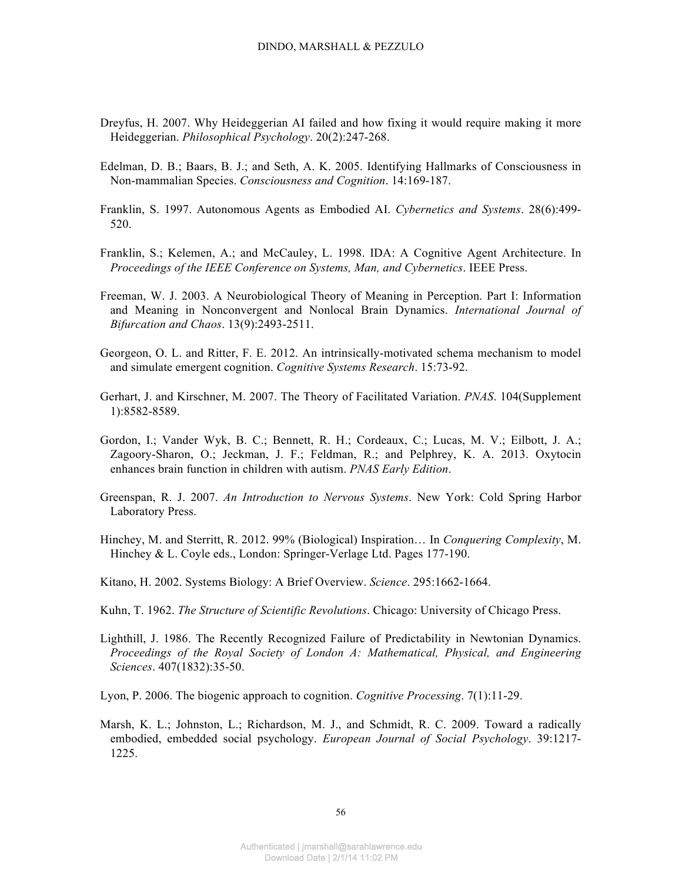Dreyfus, H. 2007. Why Heideggerian AI failed and how fixing it would require making it more Heideggerian. *Philosophical Psychology*. 20(2):247-268.

Edelman, D. B.; Baars, B. J.; and Seth, A. K. 2005. Identifying Hallmarks of Consciousness in Non-mammalian Species. *Consciousness and Cognition*. 14:169-187.

Franklin, S. 1997. Autonomous Agents as Embodied AI. *Cybernetics and Systems*. 28(6):499-520.

Franklin, S.; Kelemen, A.; and McCauley, L. 1998. IDA: A Cognitive Agent Architecture. In *Proceedings of the IEEE Conference on Systems, Man, and Cybernetics*. IEEE Press.

Freeman, W. J. 2003. A Neurobiological Theory of Meaning in Perception. Part I: Information and Meaning in Nonconvergent and Nonlocal Brain Dynamics. *International Journal of Bifurcation and Chaos*. 13(9):2493-2511.

Georgeon, O. L. and Ritter, F. E. 2012. An intrinsically-motivated schema mechanism to model and simulate emergent cognition. *Cognitive Systems Research*. 15:73-92.

Gerhart, J. and Kirschner, M. 2007. The Theory of Facilitated Variation. *PNAS*. 104(Supplement 1):8582-8589.

Gordon, I.; Vander Wyk, B. C.; Bennett, R. H.; Cordeaux, C.; Lucas, M. V.; Eilbott, J. A.; Zagoory-Sharon, O.; Jeckman, J. F.; Feldman, R.; and Pelphrey, K. A. 2013. Oxytocin enhances brain function in children with autism. *PNAS Early Edition*.

Greenspan, R. J. 2007. *An Introduction to Nervous Systems*. New York: Cold Spring Harbor Laboratory Press.

Hinchey, M. and Sterritt, R. 2012. 99% (Biological) Inspiration… In *Conquering Complexity*, M. Hinchey & L. Coyle eds., London: Springer-Verlage Ltd. Pages 177-190.

Kitano, H. 2002. Systems Biology: A Brief Overview. *Science*. 295:1662-1664.

Kuhn, T. 1962. *The Structure of Scientific Revolutions*. Chicago: University of Chicago Press.

Lighthill, J. 1986. The Recently Recognized Failure of Predictability in Newtonian Dynamics. *Proceedings of the Royal Society of London A: Mathematical, Physical, and Engineering Sciences*. 407(1832):35-50.

Lyon, P. 2006. The biogenic approach to cognition. *Cognitive Processing*. 7(1):11-29.

Marsh, K. L.; Johnston, L.; Richardson, M. J., and Schmidt, R. C. 2009. Toward a radically embodied, embedded social psychology. *European Journal of Social Psychology*. 39:1217-1225.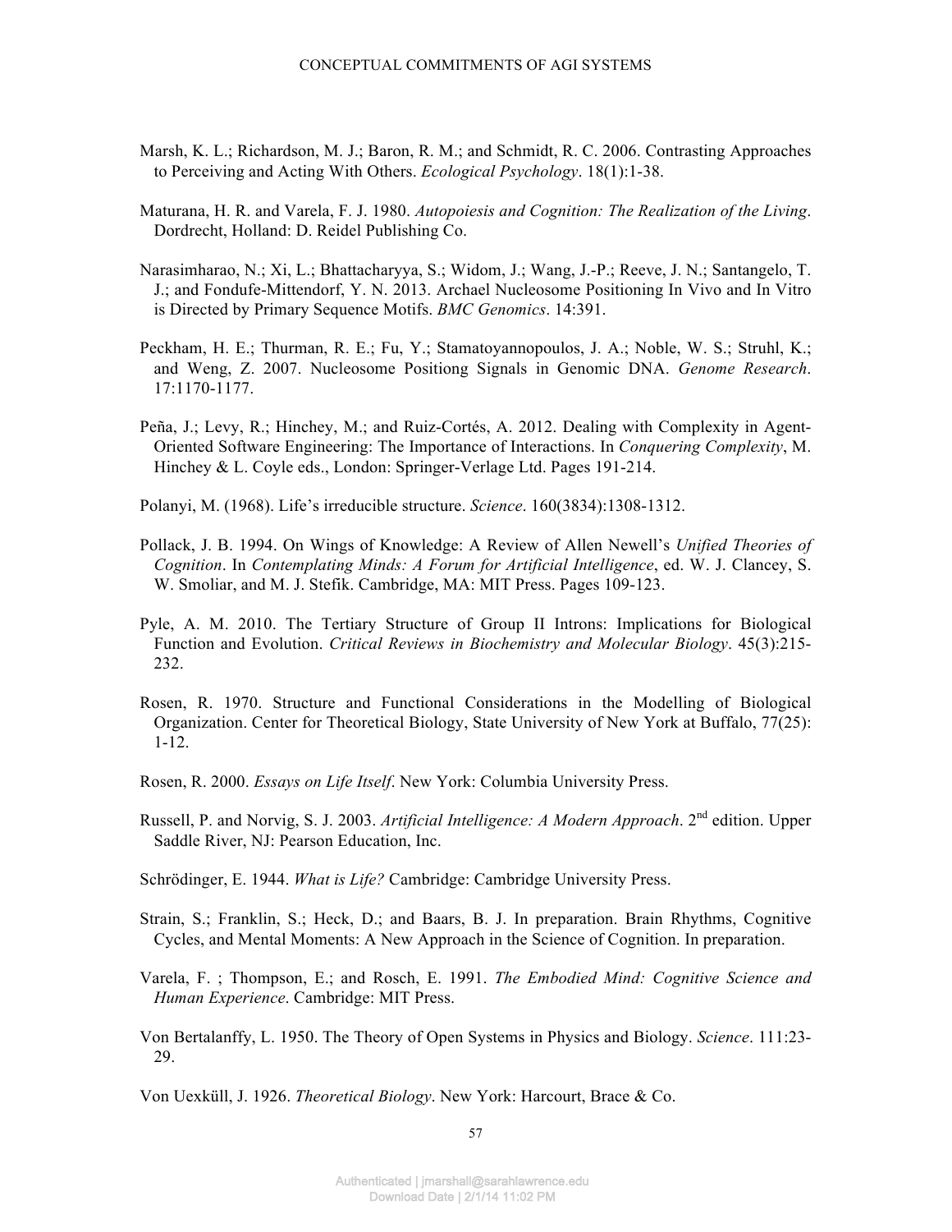Marsh, K. L.; Richardson, M. J.; Baron, R. M.; and Schmidt, R. C. 2006. Contrasting Approaches to Perceiving and Acting With Others. *Ecological Psychology*. 18(1):1-38.

Maturana, H. R. and Varela, F. J. 1980. *Autopoiesis and Cognition: The Realization of the Living*. Dordrecht, Holland: D. Reidel Publishing Co.

Narasimharao, N.; Xi, L.; Bhattacharyya, S.; Widom, J.; Wang, J.-P.; Reeve, J. N.; Santangelo, T. J.; and Fondufe-Mittendorf, Y. N. 2013. Archael Nucleosome Positioning In Vivo and In Vitro is Directed by Primary Sequence Motifs. *BMC Genomics*. 14:391.

Peckham, H. E.; Thurman, R. E.; Fu, Y.; Stamatoyannopoulos, J. A.; Noble, W. S.; Struhl, K.; and Weng, Z. 2007. Nucleosome Positiong Signals in Genomic DNA. *Genome Research*. 17:1170-1177.

Peña, J.; Levy, R.; Hinchey, M.; and Ruiz-Cortés, A. 2012. Dealing with Complexity in Agent-Oriented Software Engineering: The Importance of Interactions. In *Conquering Complexity*, M. Hinchey & L. Coyle eds., London: Springer-Verlage Ltd. Pages 191-214.

Polanyi, M. (1968). Life's irreducible structure. *Science*. 160(3834):1308-1312.

Pollack, J. B. 1994. On Wings of Knowledge: A Review of Allen Newell's *Unified Theories of Cognition*. In *Contemplating Minds: A Forum for Artificial Intelligence*, ed. W. J. Clancey, S. W. Smoliar, and M. J. Stefik. Cambridge, MA: MIT Press. Pages 109-123.

Pyle, A. M. 2010. The Tertiary Structure of Group II Introns: Implications for Biological Function and Evolution. *Critical Reviews in Biochemistry and Molecular Biology*. 45(3):215-232.

Rosen, R. 1970. Structure and Functional Considerations in the Modelling of Biological Organization. Center for Theoretical Biology, State University of New York at Buffalo, 77(25): 1-12.

Rosen, R. 2000. *Essays on Life Itself*. New York: Columbia University Press.

Russell, P. and Norvig, S. J. 2003. *Artificial Intelligence: A Modern Approach*. 2nd edition. Upper Saddle River, NJ: Pearson Education, Inc.

Schrödinger, E. 1944. *What is Life?* Cambridge: Cambridge University Press.

Strain, S.; Franklin, S.; Heck, D.; and Baars, B. J. In preparation. Brain Rhythms, Cognitive Cycles, and Mental Moments: A New Approach in the Science of Cognition. In preparation.

Varela, F. ; Thompson, E.; and Rosch, E. 1991. *The Embodied Mind: Cognitive Science and Human Experience*. Cambridge: MIT Press.

Von Bertalanffy, L. 1950. The Theory of Open Systems in Physics and Biology. *Science*. 111:23-29.

Von Uexküll, J. 1926. *Theoretical Biology*. New York: Harcourt, Brace & Co.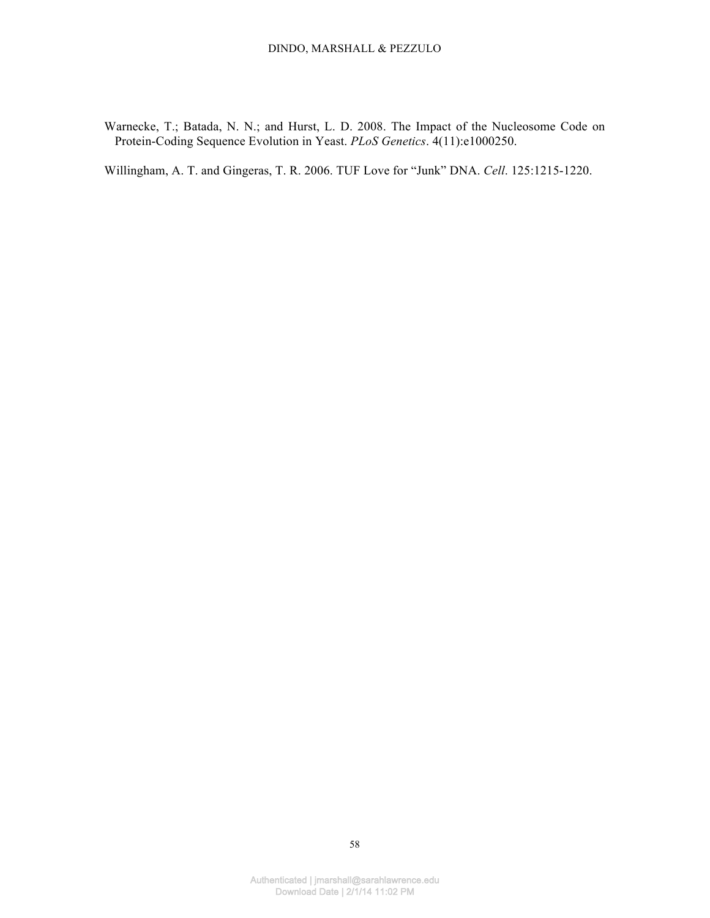Warnecke, T.; Batada, N. N.; and Hurst, L. D. 2008. The Impact of the Nucleosome Code on Protein-Coding Sequence Evolution in Yeast. *PLoS Genetics*. 4(11):e1000250.

Willingham, A. T. and Gingeras, T. R. 2006. TUF Love for "Junk" DNA. *Cell*. 125:1215-1220.